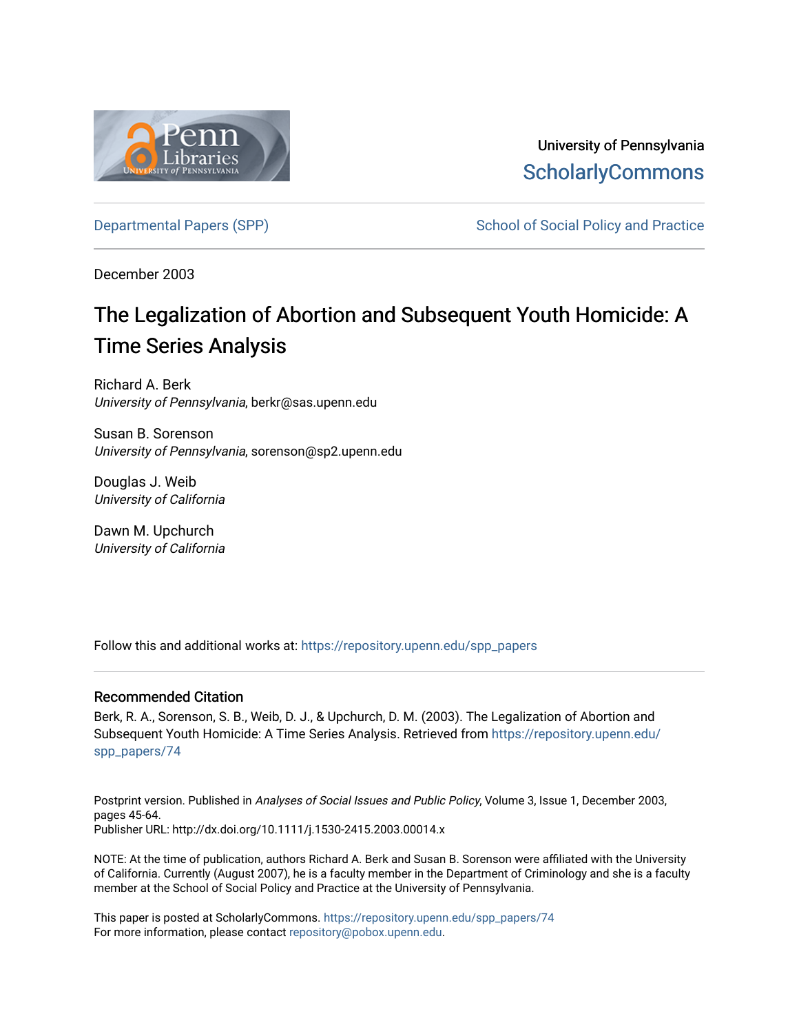University of Pennsylvania
ScholarlyCommons

Departmental Papers (SPP) — School of Social Policy and Practice

December 2003

# The Legalization of Abortion and Subsequent Youth Homicide: A Time Series Analysis

Richard A. Berk
*University of Pennsylvania*, berkr@sas.upenn.edu

Susan B. Sorenson
*University of Pennsylvania*, sorenson@sp2.upenn.edu

Douglas J. Weib
*University of California*

Dawn M. Upchurch
*University of California*

Follow this and additional works at: https://repository.upenn.edu/spp_papers

## Recommended Citation

Berk, R. A., Sorenson, S. B., Weib, D. J., & Upchurch, D. M. (2003). The Legalization of Abortion and Subsequent Youth Homicide: A Time Series Analysis. Retrieved from https://repository.upenn.edu/spp_papers/74

Postprint version. Published in *Analyses of Social Issues and Public Policy*, Volume 3, Issue 1, December 2003, pages 45-64.
Publisher URL: http://dx.doi.org/10.1111/j.1530-2415.2003.00014.x

NOTE: At the time of publication, authors Richard A. Berk and Susan B. Sorenson were affiliated with the University of California. Currently (August 2007), he is a faculty member in the Department of Criminology and she is a faculty member at the School of Social Policy and Practice at the University of Pennsylvania.

This paper is posted at ScholarlyCommons. https://repository.upenn.edu/spp_papers/74
For more information, please contact repository@pobox.upenn.edu.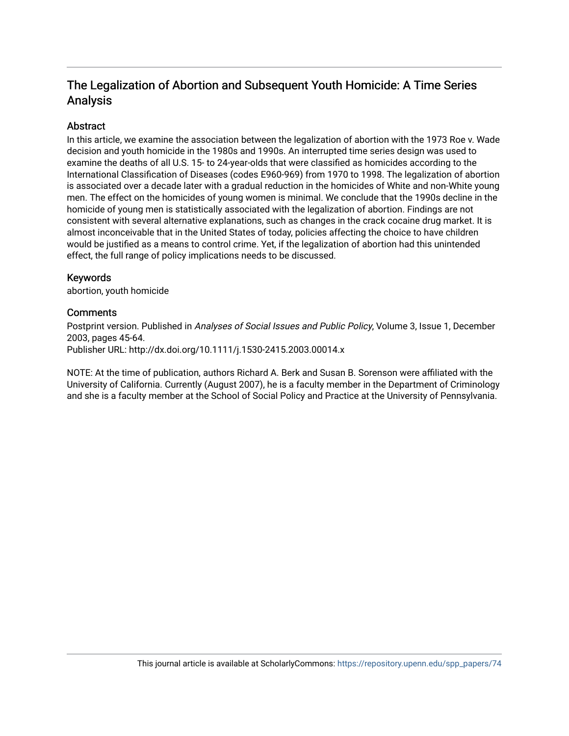# The Legalization of Abortion and Subsequent Youth Homicide: A Time Series Analysis

## Abstract

In this article, we examine the association between the legalization of abortion with the 1973 Roe v. Wade decision and youth homicide in the 1980s and 1990s. An interrupted time series design was used to examine the deaths of all U.S. 15- to 24-year-olds that were classified as homicides according to the International Classification of Diseases (codes E960-969) from 1970 to 1998. The legalization of abortion is associated over a decade later with a gradual reduction in the homicides of White and non-White young men. The effect on the homicides of young women is minimal. We conclude that the 1990s decline in the homicide of young men is statistically associated with the legalization of abortion. Findings are not consistent with several alternative explanations, such as changes in the crack cocaine drug market. It is almost inconceivable that in the United States of today, policies affecting the choice to have children would be justified as a means to control crime. Yet, if the legalization of abortion had this unintended effect, the full range of policy implications needs to be discussed.

## Keywords

abortion, youth homicide

## Comments

Postprint version. Published in *Analyses of Social Issues and Public Policy*, Volume 3, Issue 1, December 2003, pages 45-64.
Publisher URL: http://dx.doi.org/10.1111/j.1530-2415.2003.00014.x

NOTE: At the time of publication, authors Richard A. Berk and Susan B. Sorenson were affiliated with the University of California. Currently (August 2007), he is a faculty member in the Department of Criminology and she is a faculty member at the School of Social Policy and Practice at the University of Pennsylvania.

This journal article is available at ScholarlyCommons: https://repository.upenn.edu/spp_papers/74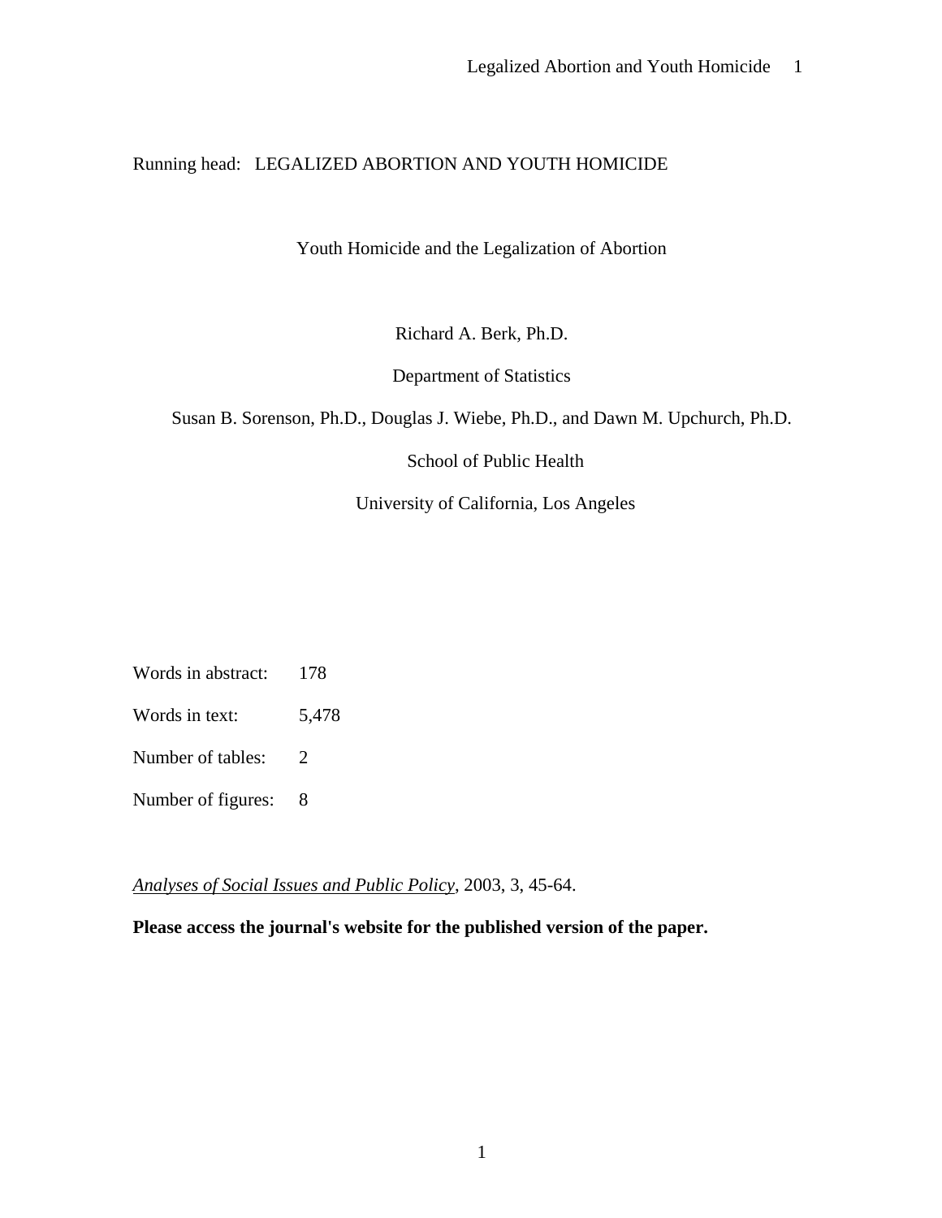Running head: LEGALIZED ABORTION AND YOUTH HOMICIDE

# Youth Homicide and the Legalization of Abortion

Richard A. Berk, Ph.D.

Department of Statistics

Susan B. Sorenson, Ph.D., Douglas J. Wiebe, Ph.D., and Dawn M. Upchurch, Ph.D.

School of Public Health

University of California, Los Angeles

Words in abstract: 178

Words in text: 5,478

Number of tables: 2

Number of figures: 8

*Analyses of Social Issues and Public Policy*, 2003, 3, 45-64.

**Please access the journal's website for the published version of the paper.**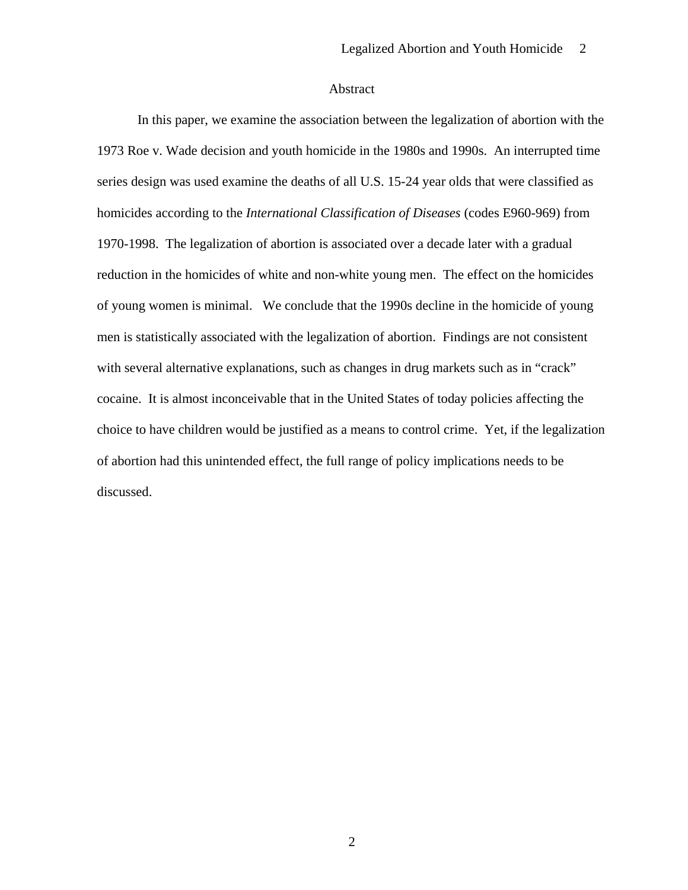## Abstract

In this paper, we examine the association between the legalization of abortion with the 1973 Roe v. Wade decision and youth homicide in the 1980s and 1990s. An interrupted time series design was used examine the deaths of all U.S. 15-24 year olds that were classified as homicides according to the *International Classification of Diseases* (codes E960-969) from 1970-1998. The legalization of abortion is associated over a decade later with a gradual reduction in the homicides of white and non-white young men. The effect on the homicides of young women is minimal. We conclude that the 1990s decline in the homicide of young men is statistically associated with the legalization of abortion. Findings are not consistent with several alternative explanations, such as changes in drug markets such as in "crack" cocaine. It is almost inconceivable that in the United States of today policies affecting the choice to have children would be justified as a means to control crime. Yet, if the legalization of abortion had this unintended effect, the full range of policy implications needs to be discussed.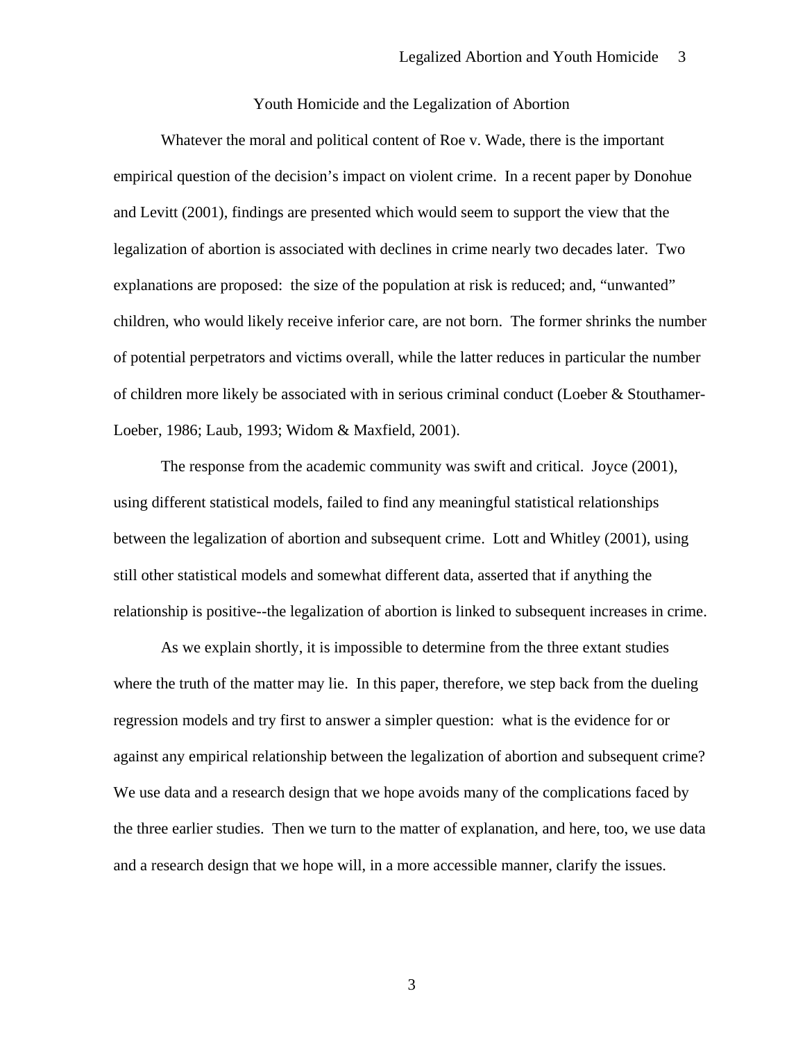## Youth Homicide and the Legalization of Abortion

Whatever the moral and political content of Roe v. Wade, there is the important empirical question of the decision's impact on violent crime. In a recent paper by Donohue and Levitt (2001), findings are presented which would seem to support the view that the legalization of abortion is associated with declines in crime nearly two decades later. Two explanations are proposed: the size of the population at risk is reduced; and, "unwanted" children, who would likely receive inferior care, are not born. The former shrinks the number of potential perpetrators and victims overall, while the latter reduces in particular the number of children more likely be associated with in serious criminal conduct (Loeber & Stouthamer-Loeber, 1986; Laub, 1993; Widom & Maxfield, 2001).

The response from the academic community was swift and critical. Joyce (2001), using different statistical models, failed to find any meaningful statistical relationships between the legalization of abortion and subsequent crime. Lott and Whitley (2001), using still other statistical models and somewhat different data, asserted that if anything the relationship is positive--the legalization of abortion is linked to subsequent increases in crime.

As we explain shortly, it is impossible to determine from the three extant studies where the truth of the matter may lie. In this paper, therefore, we step back from the dueling regression models and try first to answer a simpler question: what is the evidence for or against any empirical relationship between the legalization of abortion and subsequent crime? We use data and a research design that we hope avoids many of the complications faced by the three earlier studies. Then we turn to the matter of explanation, and here, too, we use data and a research design that we hope will, in a more accessible manner, clarify the issues.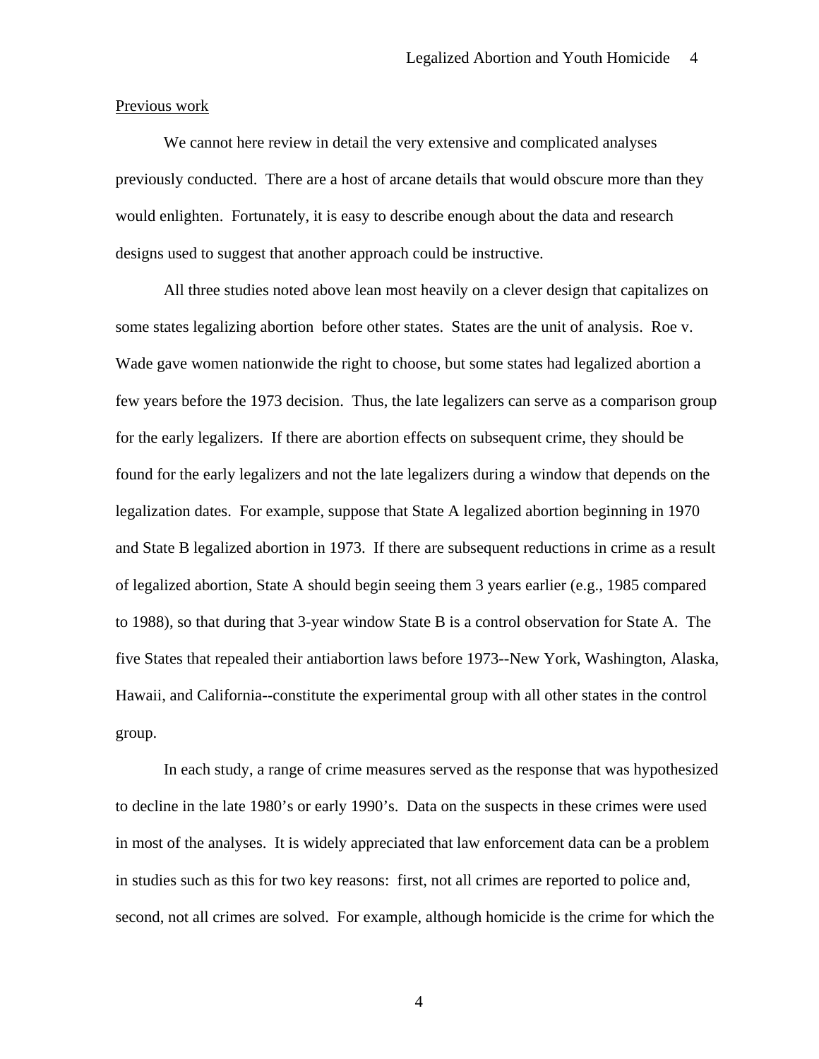Previous work

We cannot here review in detail the very extensive and complicated analyses previously conducted. There are a host of arcane details that would obscure more than they would enlighten. Fortunately, it is easy to describe enough about the data and research designs used to suggest that another approach could be instructive.

All three studies noted above lean most heavily on a clever design that capitalizes on some states legalizing abortion before other states. States are the unit of analysis. Roe v. Wade gave women nationwide the right to choose, but some states had legalized abortion a few years before the 1973 decision. Thus, the late legalizers can serve as a comparison group for the early legalizers. If there are abortion effects on subsequent crime, they should be found for the early legalizers and not the late legalizers during a window that depends on the legalization dates. For example, suppose that State A legalized abortion beginning in 1970 and State B legalized abortion in 1973. If there are subsequent reductions in crime as a result of legalized abortion, State A should begin seeing them 3 years earlier (e.g., 1985 compared to 1988), so that during that 3-year window State B is a control observation for State A. The five States that repealed their antiabortion laws before 1973--New York, Washington, Alaska, Hawaii, and California--constitute the experimental group with all other states in the control group.

In each study, a range of crime measures served as the response that was hypothesized to decline in the late 1980's or early 1990's. Data on the suspects in these crimes were used in most of the analyses. It is widely appreciated that law enforcement data can be a problem in studies such as this for two key reasons: first, not all crimes are reported to police and, second, not all crimes are solved. For example, although homicide is the crime for which the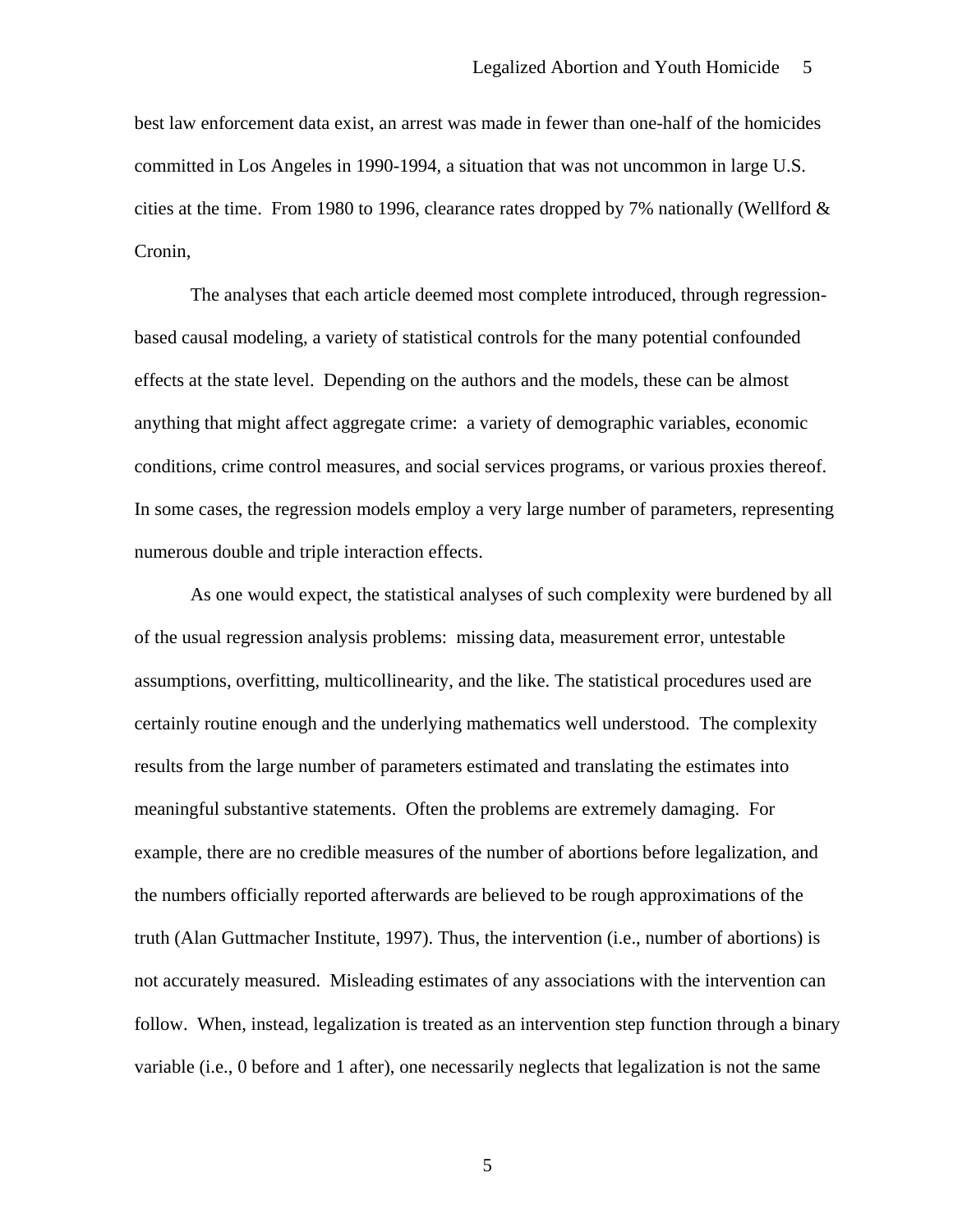best law enforcement data exist, an arrest was made in fewer than one-half of the homicides committed in Los Angeles in 1990-1994, a situation that was not uncommon in large U.S. cities at the time. From 1980 to 1996, clearance rates dropped by 7% nationally (Wellford & Cronin,

The analyses that each article deemed most complete introduced, through regression-based causal modeling, a variety of statistical controls for the many potential confounded effects at the state level. Depending on the authors and the models, these can be almost anything that might affect aggregate crime: a variety of demographic variables, economic conditions, crime control measures, and social services programs, or various proxies thereof. In some cases, the regression models employ a very large number of parameters, representing numerous double and triple interaction effects.

As one would expect, the statistical analyses of such complexity were burdened by all of the usual regression analysis problems: missing data, measurement error, untestable assumptions, overfitting, multicollinearity, and the like. The statistical procedures used are certainly routine enough and the underlying mathematics well understood. The complexity results from the large number of parameters estimated and translating the estimates into meaningful substantive statements. Often the problems are extremely damaging. For example, there are no credible measures of the number of abortions before legalization, and the numbers officially reported afterwards are believed to be rough approximations of the truth (Alan Guttmacher Institute, 1997). Thus, the intervention (i.e., number of abortions) is not accurately measured. Misleading estimates of any associations with the intervention can follow. When, instead, legalization is treated as an intervention step function through a binary variable (i.e., 0 before and 1 after), one necessarily neglects that legalization is not the same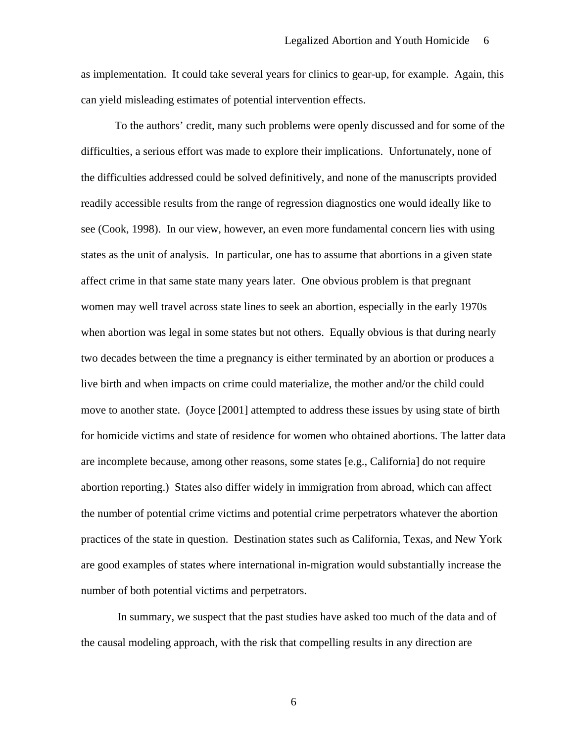as implementation. It could take several years for clinics to gear-up, for example. Again, this can yield misleading estimates of potential intervention effects.

To the authors' credit, many such problems were openly discussed and for some of the difficulties, a serious effort was made to explore their implications. Unfortunately, none of the difficulties addressed could be solved definitively, and none of the manuscripts provided readily accessible results from the range of regression diagnostics one would ideally like to see (Cook, 1998). In our view, however, an even more fundamental concern lies with using states as the unit of analysis. In particular, one has to assume that abortions in a given state affect crime in that same state many years later. One obvious problem is that pregnant women may well travel across state lines to seek an abortion, especially in the early 1970s when abortion was legal in some states but not others. Equally obvious is that during nearly two decades between the time a pregnancy is either terminated by an abortion or produces a live birth and when impacts on crime could materialize, the mother and/or the child could move to another state. (Joyce [2001] attempted to address these issues by using state of birth for homicide victims and state of residence for women who obtained abortions. The latter data are incomplete because, among other reasons, some states [e.g., California] do not require abortion reporting.) States also differ widely in immigration from abroad, which can affect the number of potential crime victims and potential crime perpetrators whatever the abortion practices of the state in question. Destination states such as California, Texas, and New York are good examples of states where international in-migration would substantially increase the number of both potential victims and perpetrators.

In summary, we suspect that the past studies have asked too much of the data and of the causal modeling approach, with the risk that compelling results in any direction are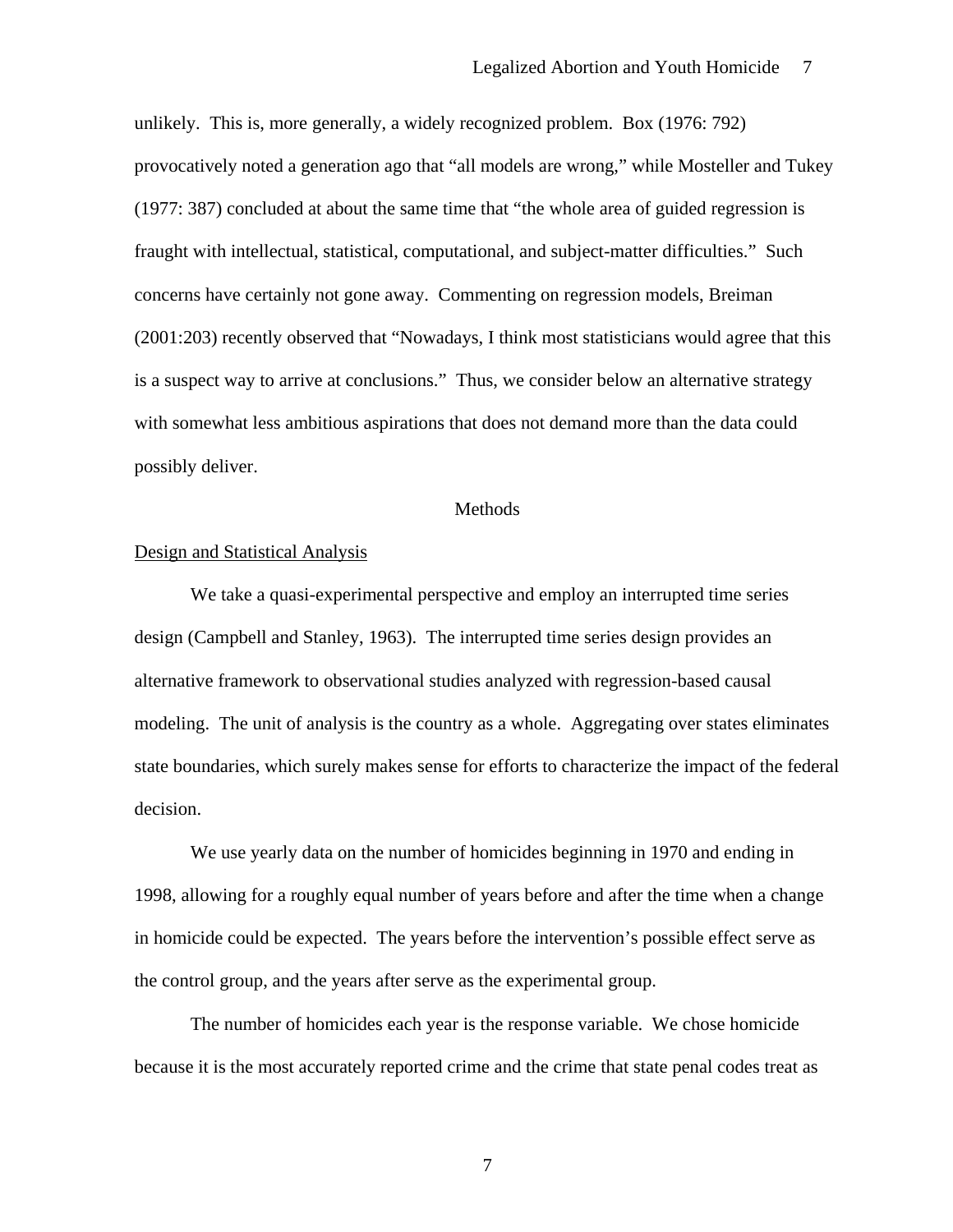unlikely. This is, more generally, a widely recognized problem. Box (1976: 792) provocatively noted a generation ago that "all models are wrong," while Mosteller and Tukey (1977: 387) concluded at about the same time that "the whole area of guided regression is fraught with intellectual, statistical, computational, and subject-matter difficulties." Such concerns have certainly not gone away. Commenting on regression models, Breiman (2001:203) recently observed that "Nowadays, I think most statisticians would agree that this is a suspect way to arrive at conclusions." Thus, we consider below an alternative strategy with somewhat less ambitious aspirations that does not demand more than the data could possibly deliver.

## Methods

### Design and Statistical Analysis

We take a quasi-experimental perspective and employ an interrupted time series design (Campbell and Stanley, 1963). The interrupted time series design provides an alternative framework to observational studies analyzed with regression-based causal modeling. The unit of analysis is the country as a whole. Aggregating over states eliminates state boundaries, which surely makes sense for efforts to characterize the impact of the federal decision.

We use yearly data on the number of homicides beginning in 1970 and ending in 1998, allowing for a roughly equal number of years before and after the time when a change in homicide could be expected. The years before the intervention's possible effect serve as the control group, and the years after serve as the experimental group.

The number of homicides each year is the response variable. We chose homicide because it is the most accurately reported crime and the crime that state penal codes treat as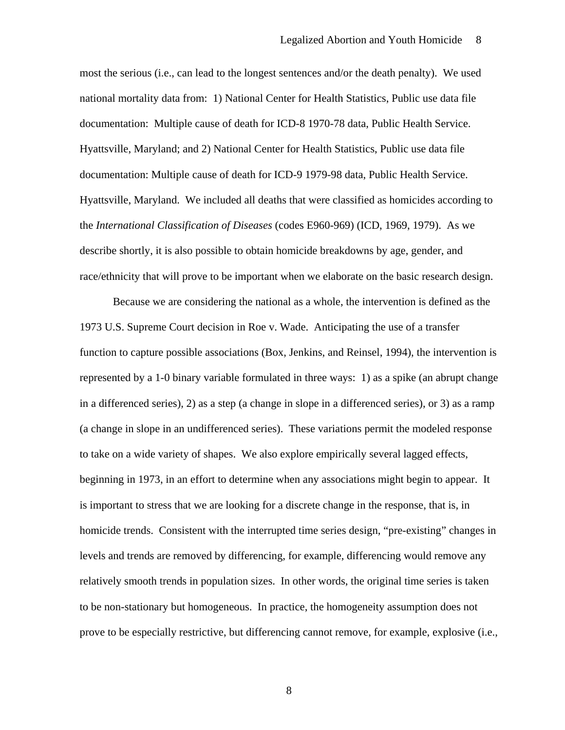most the serious (i.e., can lead to the longest sentences and/or the death penalty). We used national mortality data from: 1) National Center for Health Statistics, Public use data file documentation: Multiple cause of death for ICD-8 1970-78 data, Public Health Service. Hyattsville, Maryland; and 2) National Center for Health Statistics, Public use data file documentation: Multiple cause of death for ICD-9 1979-98 data, Public Health Service. Hyattsville, Maryland. We included all deaths that were classified as homicides according to the *International Classification of Diseases* (codes E960-969) (ICD, 1969, 1979). As we describe shortly, it is also possible to obtain homicide breakdowns by age, gender, and race/ethnicity that will prove to be important when we elaborate on the basic research design.

Because we are considering the national as a whole, the intervention is defined as the 1973 U.S. Supreme Court decision in Roe v. Wade. Anticipating the use of a transfer function to capture possible associations (Box, Jenkins, and Reinsel, 1994), the intervention is represented by a 1-0 binary variable formulated in three ways: 1) as a spike (an abrupt change in a differenced series), 2) as a step (a change in slope in a differenced series), or 3) as a ramp (a change in slope in an undifferenced series). These variations permit the modeled response to take on a wide variety of shapes. We also explore empirically several lagged effects, beginning in 1973, in an effort to determine when any associations might begin to appear. It is important to stress that we are looking for a discrete change in the response, that is, in homicide trends. Consistent with the interrupted time series design, "pre-existing" changes in levels and trends are removed by differencing, for example, differencing would remove any relatively smooth trends in population sizes. In other words, the original time series is taken to be non-stationary but homogeneous. In practice, the homogeneity assumption does not prove to be especially restrictive, but differencing cannot remove, for example, explosive (i.e.,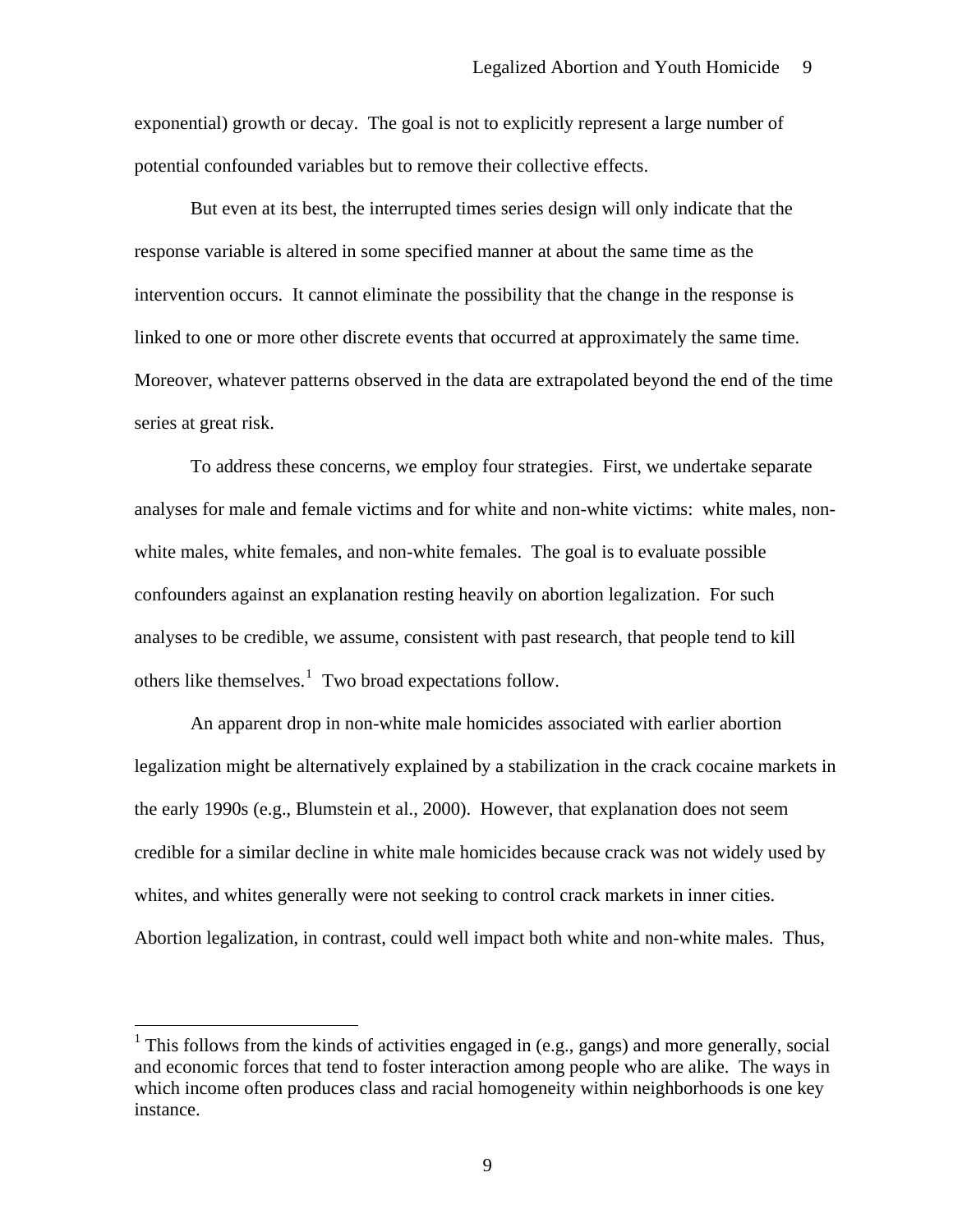exponential) growth or decay. The goal is not to explicitly represent a large number of potential confounded variables but to remove their collective effects.

But even at its best, the interrupted times series design will only indicate that the response variable is altered in some specified manner at about the same time as the intervention occurs. It cannot eliminate the possibility that the change in the response is linked to one or more other discrete events that occurred at approximately the same time. Moreover, whatever patterns observed in the data are extrapolated beyond the end of the time series at great risk.

To address these concerns, we employ four strategies. First, we undertake separate analyses for male and female victims and for white and non-white victims: white males, non-white males, white females, and non-white females. The goal is to evaluate possible confounders against an explanation resting heavily on abortion legalization. For such analyses to be credible, we assume, consistent with past research, that people tend to kill others like themselves.[1] Two broad expectations follow.

An apparent drop in non-white male homicides associated with earlier abortion legalization might be alternatively explained by a stabilization in the crack cocaine markets in the early 1990s (e.g., Blumstein et al., 2000). However, that explanation does not seem credible for a similar decline in white male homicides because crack was not widely used by whites, and whites generally were not seeking to control crack markets in inner cities. Abortion legalization, in contrast, could well impact both white and non-white males. Thus,

[1] This follows from the kinds of activities engaged in (e.g., gangs) and more generally, social and economic forces that tend to foster interaction among people who are alike. The ways in which income often produces class and racial homogeneity within neighborhoods is one key instance.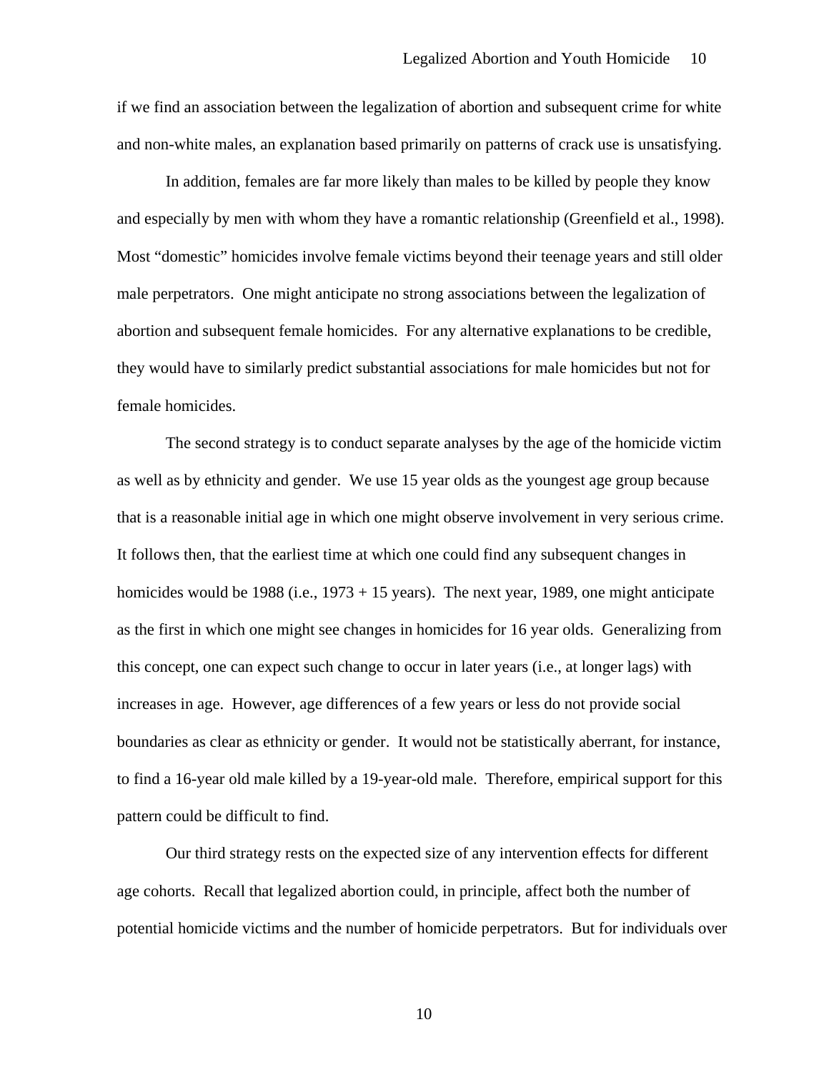if we find an association between the legalization of abortion and subsequent crime for white and non-white males, an explanation based primarily on patterns of crack use is unsatisfying.

In addition, females are far more likely than males to be killed by people they know and especially by men with whom they have a romantic relationship (Greenfield et al., 1998). Most "domestic" homicides involve female victims beyond their teenage years and still older male perpetrators. One might anticipate no strong associations between the legalization of abortion and subsequent female homicides. For any alternative explanations to be credible, they would have to similarly predict substantial associations for male homicides but not for female homicides.

The second strategy is to conduct separate analyses by the age of the homicide victim as well as by ethnicity and gender. We use 15 year olds as the youngest age group because that is a reasonable initial age in which one might observe involvement in very serious crime. It follows then, that the earliest time at which one could find any subsequent changes in homicides would be 1988 (i.e., 1973 + 15 years). The next year, 1989, one might anticipate as the first in which one might see changes in homicides for 16 year olds. Generalizing from this concept, one can expect such change to occur in later years (i.e., at longer lags) with increases in age. However, age differences of a few years or less do not provide social boundaries as clear as ethnicity or gender. It would not be statistically aberrant, for instance, to find a 16-year old male killed by a 19-year-old male. Therefore, empirical support for this pattern could be difficult to find.

Our third strategy rests on the expected size of any intervention effects for different age cohorts. Recall that legalized abortion could, in principle, affect both the number of potential homicide victims and the number of homicide perpetrators. But for individuals over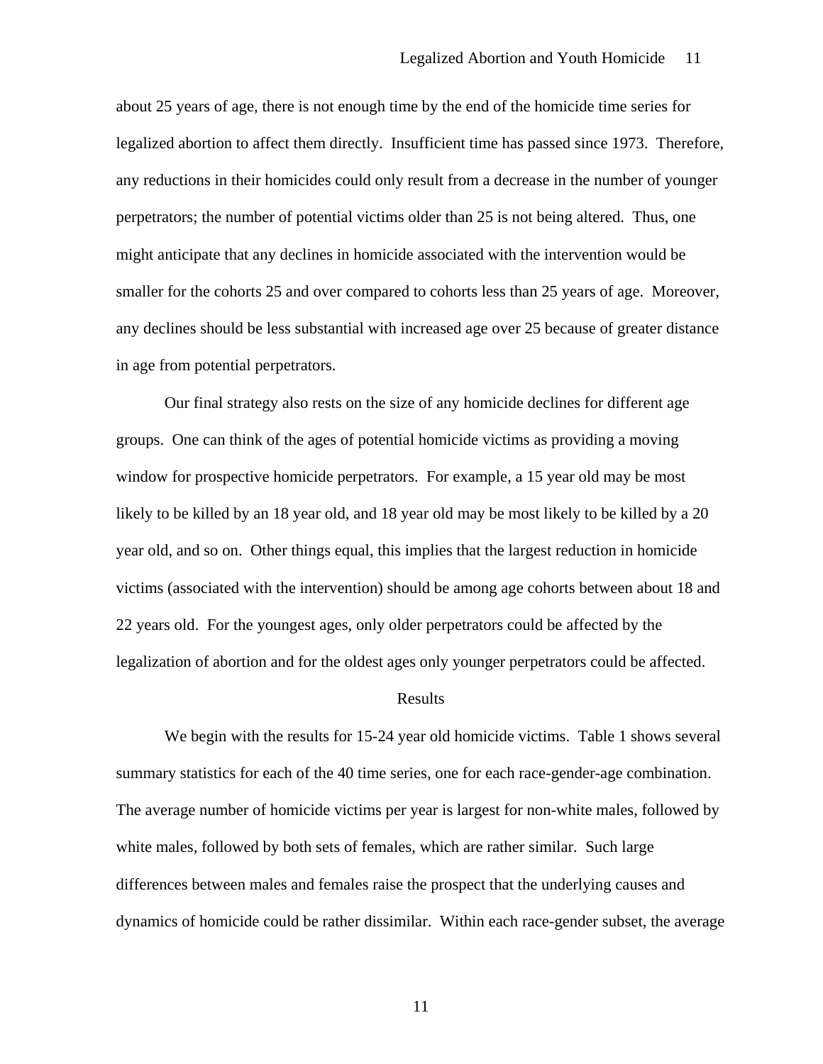about 25 years of age, there is not enough time by the end of the homicide time series for legalized abortion to affect them directly. Insufficient time has passed since 1973. Therefore, any reductions in their homicides could only result from a decrease in the number of younger perpetrators; the number of potential victims older than 25 is not being altered. Thus, one might anticipate that any declines in homicide associated with the intervention would be smaller for the cohorts 25 and over compared to cohorts less than 25 years of age. Moreover, any declines should be less substantial with increased age over 25 because of greater distance in age from potential perpetrators.

Our final strategy also rests on the size of any homicide declines for different age groups. One can think of the ages of potential homicide victims as providing a moving window for prospective homicide perpetrators. For example, a 15 year old may be most likely to be killed by an 18 year old, and 18 year old may be most likely to be killed by a 20 year old, and so on. Other things equal, this implies that the largest reduction in homicide victims (associated with the intervention) should be among age cohorts between about 18 and 22 years old. For the youngest ages, only older perpetrators could be affected by the legalization of abortion and for the oldest ages only younger perpetrators could be affected.

## Results

We begin with the results for 15-24 year old homicide victims. Table 1 shows several summary statistics for each of the 40 time series, one for each race-gender-age combination. The average number of homicide victims per year is largest for non-white males, followed by white males, followed by both sets of females, which are rather similar. Such large differences between males and females raise the prospect that the underlying causes and dynamics of homicide could be rather dissimilar. Within each race-gender subset, the average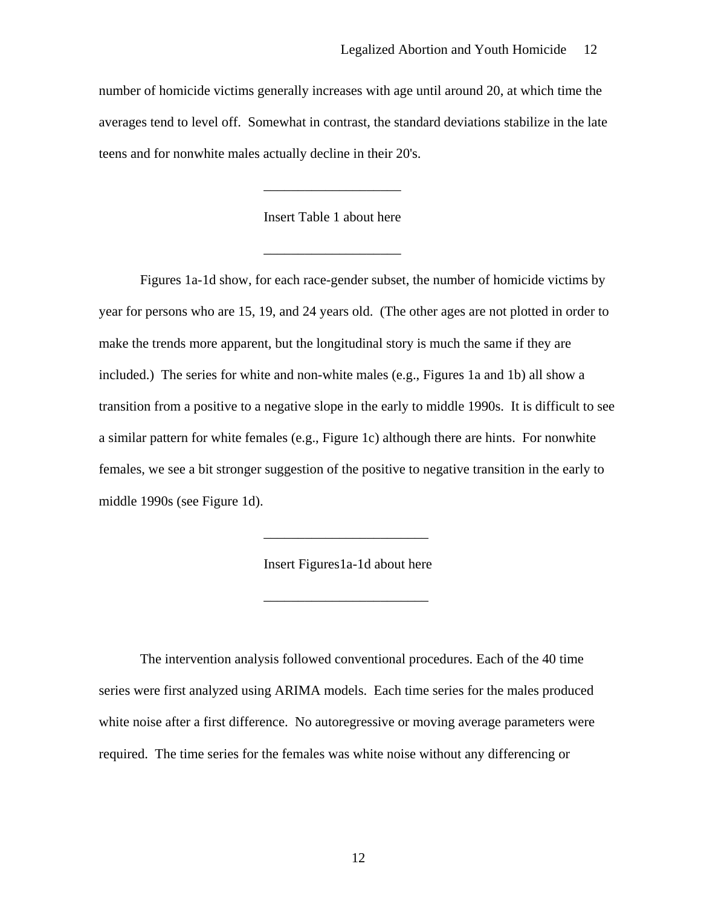number of homicide victims generally increases with age until around 20, at which time the averages tend to level off. Somewhat in contrast, the standard deviations stabilize in the late teens and for nonwhite males actually decline in their 20's.

____________________

Insert Table 1 about here

____________________

Figures 1a-1d show, for each race-gender subset, the number of homicide victims by year for persons who are 15, 19, and 24 years old. (The other ages are not plotted in order to make the trends more apparent, but the longitudinal story is much the same if they are included.) The series for white and non-white males (e.g., Figures 1a and 1b) all show a transition from a positive to a negative slope in the early to middle 1990s. It is difficult to see a similar pattern for white females (e.g., Figure 1c) although there are hints. For nonwhite females, we see a bit stronger suggestion of the positive to negative transition in the early to middle 1990s (see Figure 1d).

________________________

Insert Figures1a-1d about here

________________________

The intervention analysis followed conventional procedures. Each of the 40 time series were first analyzed using ARIMA models. Each time series for the males produced white noise after a first difference. No autoregressive or moving average parameters were required. The time series for the females was white noise without any differencing or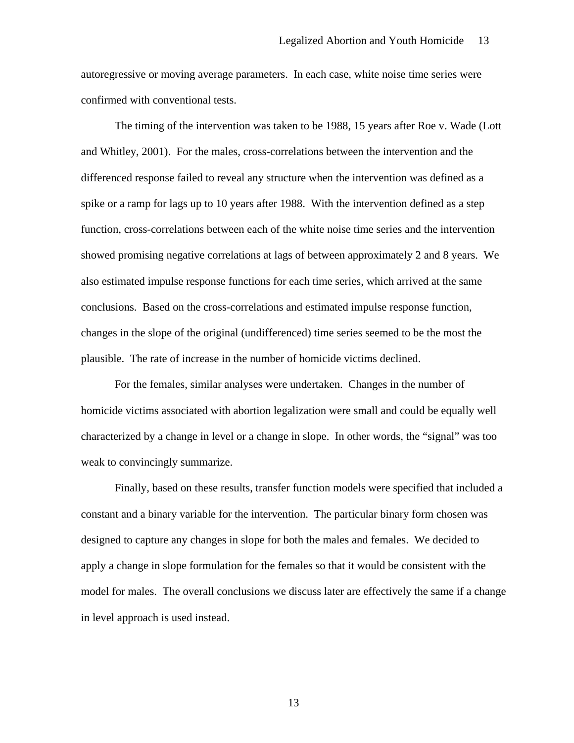autoregressive or moving average parameters. In each case, white noise time series were confirmed with conventional tests.

The timing of the intervention was taken to be 1988, 15 years after Roe v. Wade (Lott and Whitley, 2001). For the males, cross-correlations between the intervention and the differenced response failed to reveal any structure when the intervention was defined as a spike or a ramp for lags up to 10 years after 1988. With the intervention defined as a step function, cross-correlations between each of the white noise time series and the intervention showed promising negative correlations at lags of between approximately 2 and 8 years. We also estimated impulse response functions for each time series, which arrived at the same conclusions. Based on the cross-correlations and estimated impulse response function, changes in the slope of the original (undifferenced) time series seemed to be the most the plausible. The rate of increase in the number of homicide victims declined.

For the females, similar analyses were undertaken. Changes in the number of homicide victims associated with abortion legalization were small and could be equally well characterized by a change in level or a change in slope. In other words, the "signal" was too weak to convincingly summarize.

Finally, based on these results, transfer function models were specified that included a constant and a binary variable for the intervention. The particular binary form chosen was designed to capture any changes in slope for both the males and females. We decided to apply a change in slope formulation for the females so that it would be consistent with the model for males. The overall conclusions we discuss later are effectively the same if a change in level approach is used instead.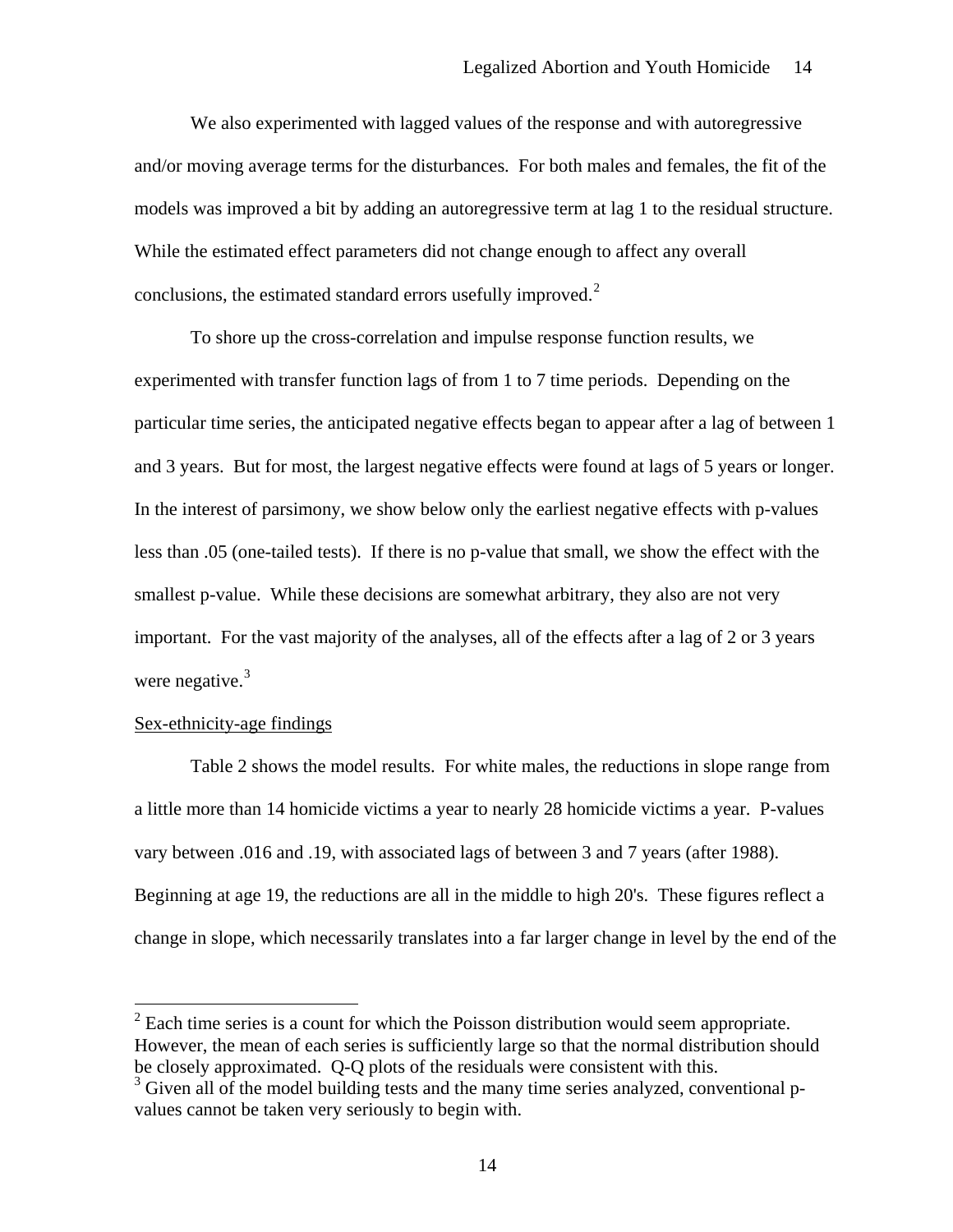We also experimented with lagged values of the response and with autoregressive and/or moving average terms for the disturbances. For both males and females, the fit of the models was improved a bit by adding an autoregressive term at lag 1 to the residual structure. While the estimated effect parameters did not change enough to affect any overall conclusions, the estimated standard errors usefully improved.[2]

To shore up the cross-correlation and impulse response function results, we experimented with transfer function lags of from 1 to 7 time periods. Depending on the particular time series, the anticipated negative effects began to appear after a lag of between 1 and 3 years. But for most, the largest negative effects were found at lags of 5 years or longer. In the interest of parsimony, we show below only the earliest negative effects with p-values less than .05 (one-tailed tests). If there is no p-value that small, we show the effect with the smallest p-value. While these decisions are somewhat arbitrary, they also are not very important. For the vast majority of the analyses, all of the effects after a lag of 2 or 3 years were negative.[3]

Sex-ethnicity-age findings

Table 2 shows the model results. For white males, the reductions in slope range from a little more than 14 homicide victims a year to nearly 28 homicide victims a year. P-values vary between .016 and .19, with associated lags of between 3 and 7 years (after 1988). Beginning at age 19, the reductions are all in the middle to high 20's. These figures reflect a change in slope, which necessarily translates into a far larger change in level by the end of the

[2] Each time series is a count for which the Poisson distribution would seem appropriate. However, the mean of each series is sufficiently large so that the normal distribution should be closely approximated. Q-Q plots of the residuals were consistent with this.

[3] Given all of the model building tests and the many time series analyzed, conventional p-values cannot be taken very seriously to begin with.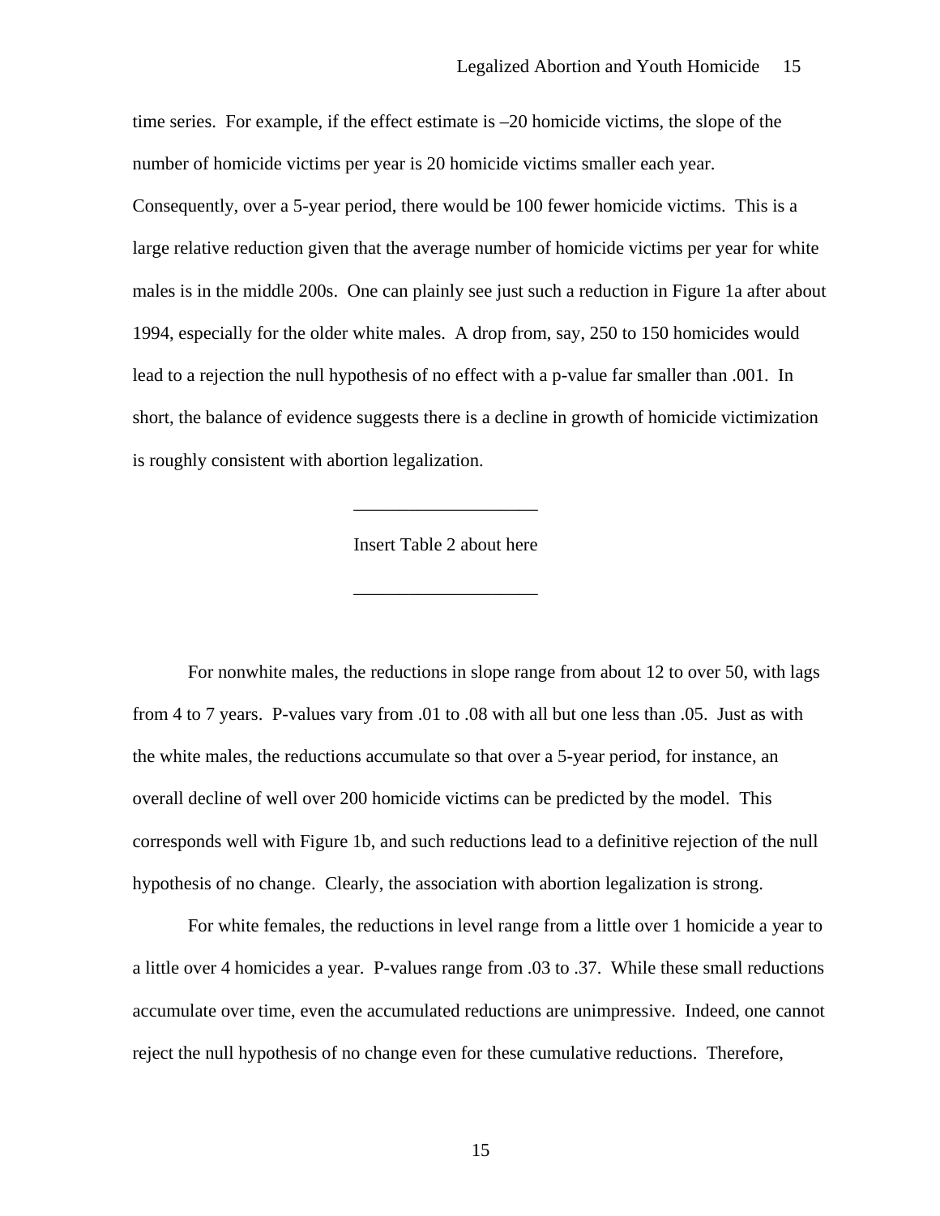time series. For example, if the effect estimate is –20 homicide victims, the slope of the number of homicide victims per year is 20 homicide victims smaller each year. Consequently, over a 5-year period, there would be 100 fewer homicide victims. This is a large relative reduction given that the average number of homicide victims per year for white males is in the middle 200s. One can plainly see just such a reduction in Figure 1a after about 1994, especially for the older white males. A drop from, say, 250 to 150 homicides would lead to a rejection the null hypothesis of no effect with a p-value far smaller than .001. In short, the balance of evidence suggests there is a decline in growth of homicide victimization is roughly consistent with abortion legalization.

---

Insert Table 2 about here

---

For nonwhite males, the reductions in slope range from about 12 to over 50, with lags from 4 to 7 years. P-values vary from .01 to .08 with all but one less than .05. Just as with the white males, the reductions accumulate so that over a 5-year period, for instance, an overall decline of well over 200 homicide victims can be predicted by the model. This corresponds well with Figure 1b, and such reductions lead to a definitive rejection of the null hypothesis of no change. Clearly, the association with abortion legalization is strong.

For white females, the reductions in level range from a little over 1 homicide a year to a little over 4 homicides a year. P-values range from .03 to .37. While these small reductions accumulate over time, even the accumulated reductions are unimpressive. Indeed, one cannot reject the null hypothesis of no change even for these cumulative reductions. Therefore,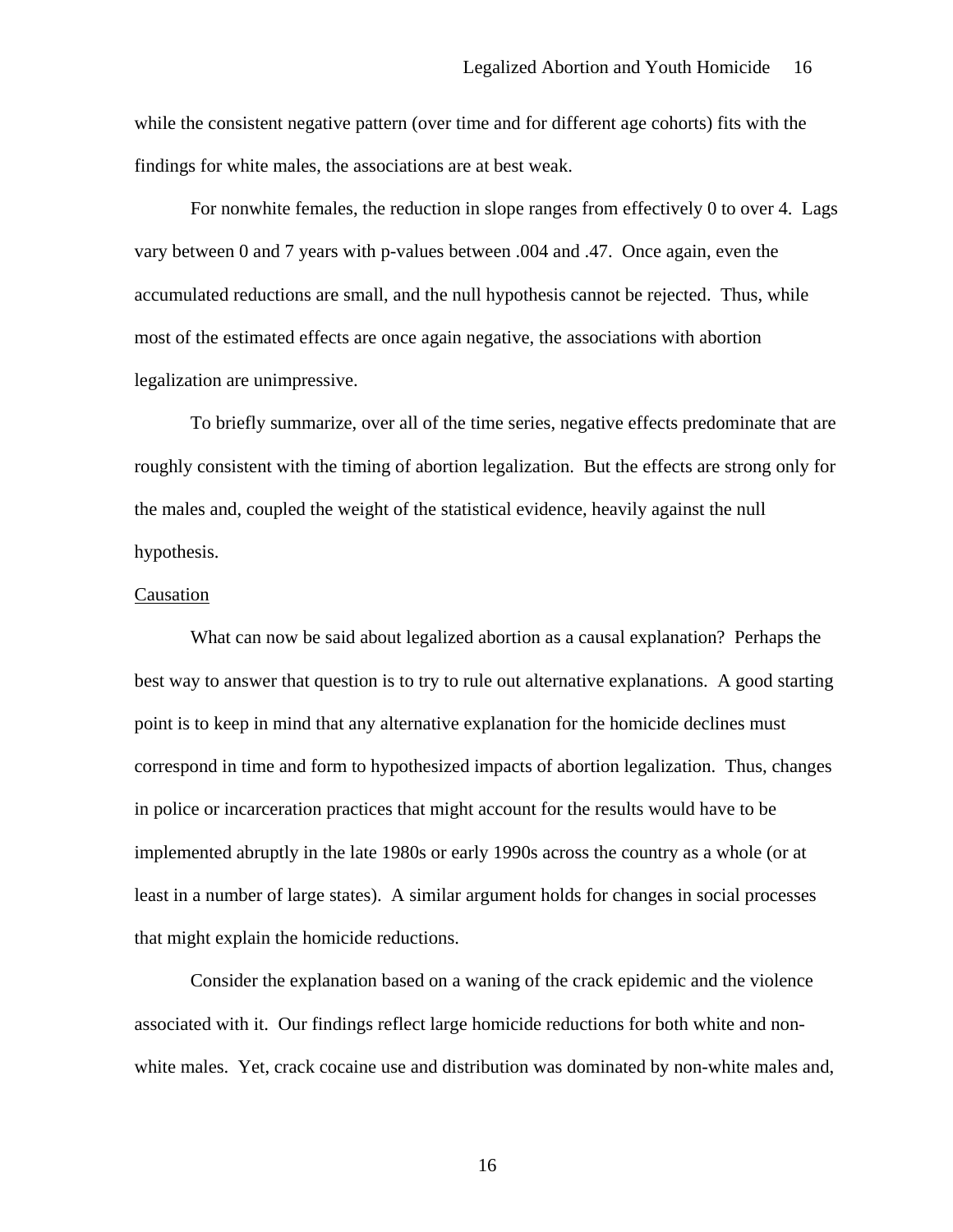while the consistent negative pattern (over time and for different age cohorts) fits with the findings for white males, the associations are at best weak.

For nonwhite females, the reduction in slope ranges from effectively 0 to over 4. Lags vary between 0 and 7 years with p-values between .004 and .47. Once again, even the accumulated reductions are small, and the null hypothesis cannot be rejected. Thus, while most of the estimated effects are once again negative, the associations with abortion legalization are unimpressive.

To briefly summarize, over all of the time series, negative effects predominate that are roughly consistent with the timing of abortion legalization. But the effects are strong only for the males and, coupled the weight of the statistical evidence, heavily against the null hypothesis.

Causation

What can now be said about legalized abortion as a causal explanation? Perhaps the best way to answer that question is to try to rule out alternative explanations. A good starting point is to keep in mind that any alternative explanation for the homicide declines must correspond in time and form to hypothesized impacts of abortion legalization. Thus, changes in police or incarceration practices that might account for the results would have to be implemented abruptly in the late 1980s or early 1990s across the country as a whole (or at least in a number of large states). A similar argument holds for changes in social processes that might explain the homicide reductions.

Consider the explanation based on a waning of the crack epidemic and the violence associated with it. Our findings reflect large homicide reductions for both white and non-white males. Yet, crack cocaine use and distribution was dominated by non-white males and,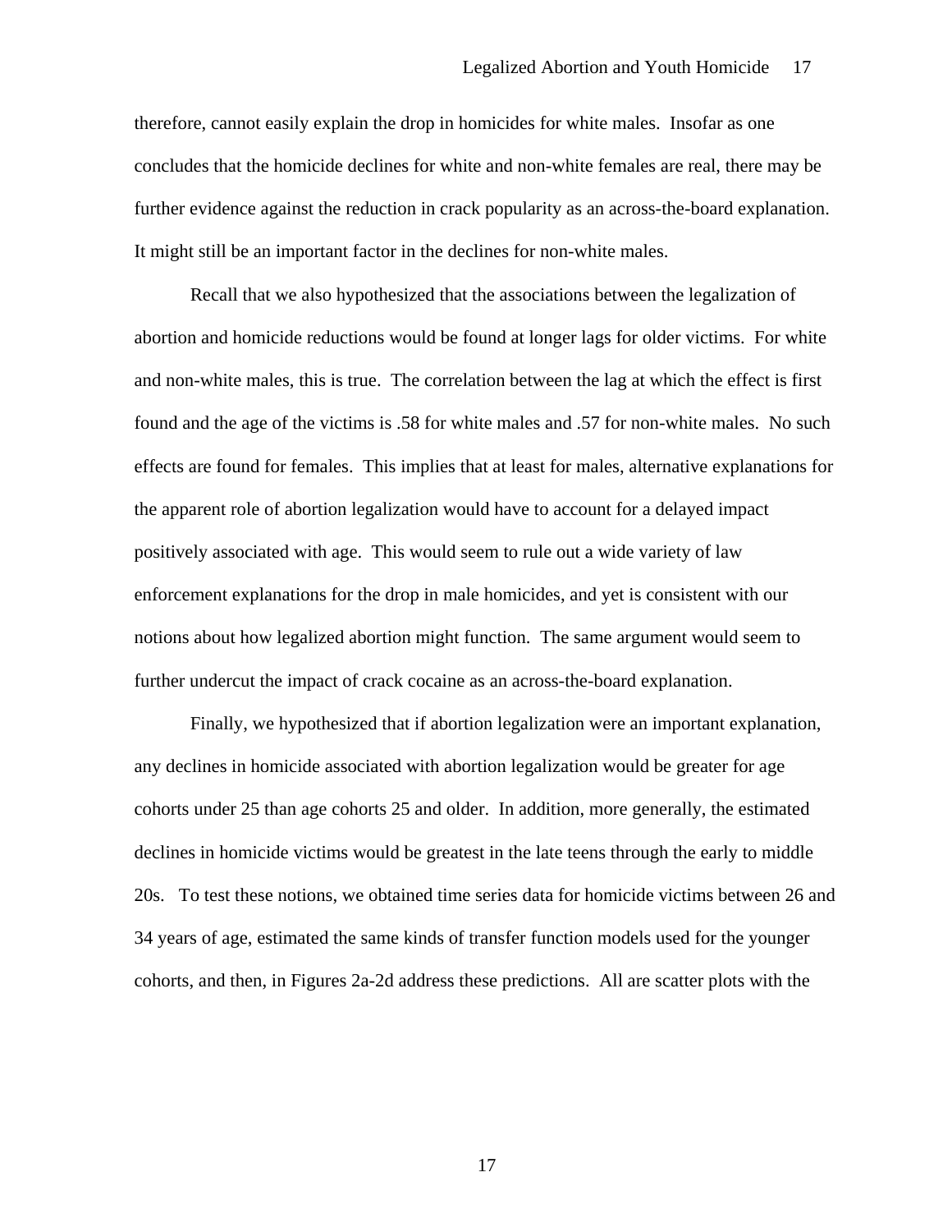therefore, cannot easily explain the drop in homicides for white males. Insofar as one concludes that the homicide declines for white and non-white females are real, there may be further evidence against the reduction in crack popularity as an across-the-board explanation. It might still be an important factor in the declines for non-white males.

Recall that we also hypothesized that the associations between the legalization of abortion and homicide reductions would be found at longer lags for older victims. For white and non-white males, this is true. The correlation between the lag at which the effect is first found and the age of the victims is .58 for white males and .57 for non-white males. No such effects are found for females. This implies that at least for males, alternative explanations for the apparent role of abortion legalization would have to account for a delayed impact positively associated with age. This would seem to rule out a wide variety of law enforcement explanations for the drop in male homicides, and yet is consistent with our notions about how legalized abortion might function. The same argument would seem to further undercut the impact of crack cocaine as an across-the-board explanation.

Finally, we hypothesized that if abortion legalization were an important explanation, any declines in homicide associated with abortion legalization would be greater for age cohorts under 25 than age cohorts 25 and older. In addition, more generally, the estimated declines in homicide victims would be greatest in the late teens through the early to middle 20s. To test these notions, we obtained time series data for homicide victims between 26 and 34 years of age, estimated the same kinds of transfer function models used for the younger cohorts, and then, in Figures 2a-2d address these predictions. All are scatter plots with the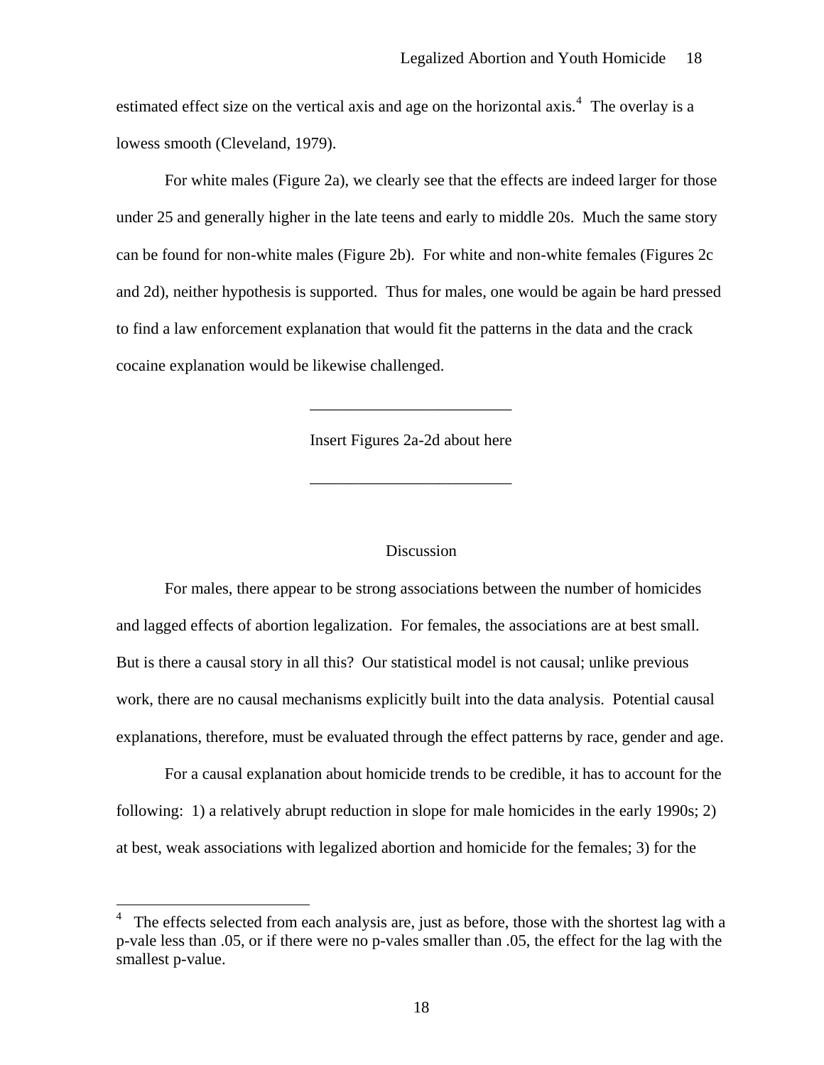estimated effect size on the vertical axis and age on the horizontal axis.[4] The overlay is a lowess smooth (Cleveland, 1979).

For white males (Figure 2a), we clearly see that the effects are indeed larger for those under 25 and generally higher in the late teens and early to middle 20s. Much the same story can be found for non-white males (Figure 2b). For white and non-white females (Figures 2c and 2d), neither hypothesis is supported. Thus for males, one would be again be hard pressed to find a law enforcement explanation that would fit the patterns in the data and the crack cocaine explanation would be likewise challenged.

---

Insert Figures 2a-2d about here

---

## Discussion

For males, there appear to be strong associations between the number of homicides and lagged effects of abortion legalization. For females, the associations are at best small. But is there a causal story in all this? Our statistical model is not causal; unlike previous work, there are no causal mechanisms explicitly built into the data analysis. Potential causal explanations, therefore, must be evaluated through the effect patterns by race, gender and age.

For a causal explanation about homicide trends to be credible, it has to account for the following: 1) a relatively abrupt reduction in slope for male homicides in the early 1990s; 2) at best, weak associations with legalized abortion and homicide for the females; 3) for the

[4] The effects selected from each analysis are, just as before, those with the shortest lag with a p-vale less than .05, or if there were no p-vales smaller than .05, the effect for the lag with the smallest p-value.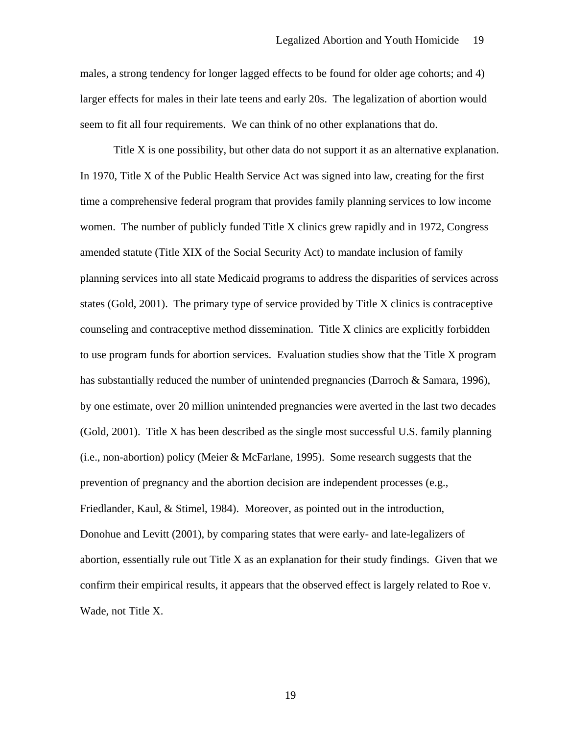males, a strong tendency for longer lagged effects to be found for older age cohorts; and 4) larger effects for males in their late teens and early 20s. The legalization of abortion would seem to fit all four requirements. We can think of no other explanations that do.

Title X is one possibility, but other data do not support it as an alternative explanation. In 1970, Title X of the Public Health Service Act was signed into law, creating for the first time a comprehensive federal program that provides family planning services to low income women. The number of publicly funded Title X clinics grew rapidly and in 1972, Congress amended statute (Title XIX of the Social Security Act) to mandate inclusion of family planning services into all state Medicaid programs to address the disparities of services across states (Gold, 2001). The primary type of service provided by Title X clinics is contraceptive counseling and contraceptive method dissemination. Title X clinics are explicitly forbidden to use program funds for abortion services. Evaluation studies show that the Title X program has substantially reduced the number of unintended pregnancies (Darroch & Samara, 1996), by one estimate, over 20 million unintended pregnancies were averted in the last two decades (Gold, 2001). Title X has been described as the single most successful U.S. family planning (i.e., non-abortion) policy (Meier & McFarlane, 1995). Some research suggests that the prevention of pregnancy and the abortion decision are independent processes (e.g., Friedlander, Kaul, & Stimel, 1984). Moreover, as pointed out in the introduction, Donohue and Levitt (2001), by comparing states that were early- and late-legalizers of abortion, essentially rule out Title X as an explanation for their study findings. Given that we confirm their empirical results, it appears that the observed effect is largely related to Roe v. Wade, not Title X.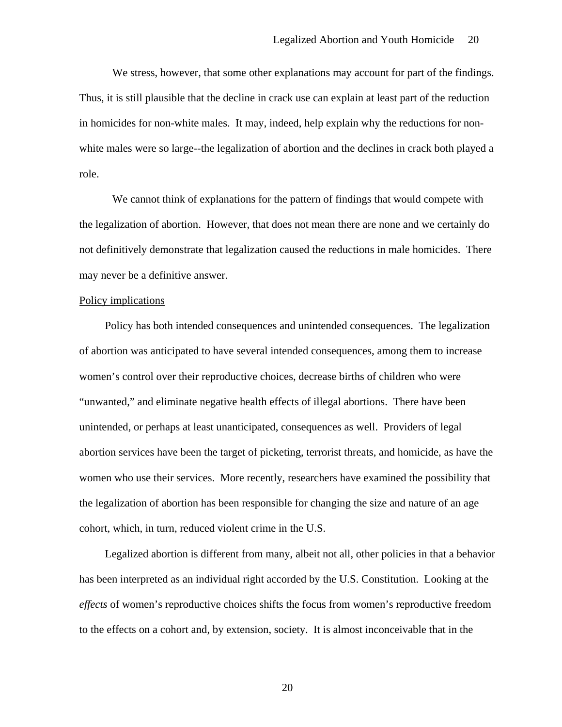We stress, however, that some other explanations may account for part of the findings. Thus, it is still plausible that the decline in crack use can explain at least part of the reduction in homicides for non-white males. It may, indeed, help explain why the reductions for non-white males were so large--the legalization of abortion and the declines in crack both played a role.

We cannot think of explanations for the pattern of findings that would compete with the legalization of abortion. However, that does not mean there are none and we certainly do not definitively demonstrate that legalization caused the reductions in male homicides. There may never be a definitive answer.

Policy implications

Policy has both intended consequences and unintended consequences. The legalization of abortion was anticipated to have several intended consequences, among them to increase women's control over their reproductive choices, decrease births of children who were "unwanted," and eliminate negative health effects of illegal abortions. There have been unintended, or perhaps at least unanticipated, consequences as well. Providers of legal abortion services have been the target of picketing, terrorist threats, and homicide, as have the women who use their services. More recently, researchers have examined the possibility that the legalization of abortion has been responsible for changing the size and nature of an age cohort, which, in turn, reduced violent crime in the U.S.

Legalized abortion is different from many, albeit not all, other policies in that a behavior has been interpreted as an individual right accorded by the U.S. Constitution. Looking at the *effects* of women's reproductive choices shifts the focus from women's reproductive freedom to the effects on a cohort and, by extension, society. It is almost inconceivable that in the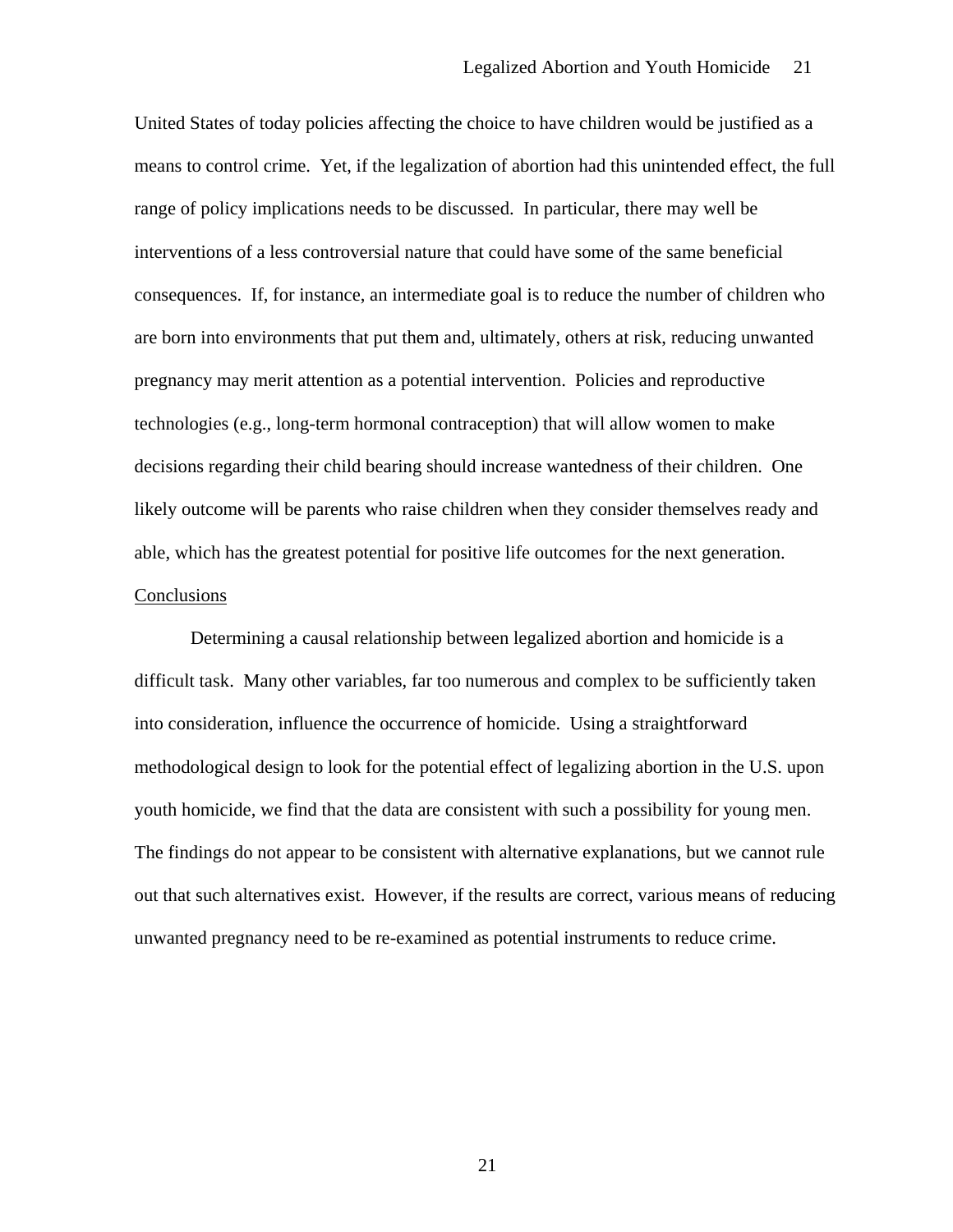United States of today policies affecting the choice to have children would be justified as a means to control crime. Yet, if the legalization of abortion had this unintended effect, the full range of policy implications needs to be discussed. In particular, there may well be interventions of a less controversial nature that could have some of the same beneficial consequences. If, for instance, an intermediate goal is to reduce the number of children who are born into environments that put them and, ultimately, others at risk, reducing unwanted pregnancy may merit attention as a potential intervention. Policies and reproductive technologies (e.g., long-term hormonal contraception) that will allow women to make decisions regarding their child bearing should increase wantedness of their children. One likely outcome will be parents who raise children when they consider themselves ready and able, which has the greatest potential for positive life outcomes for the next generation.

## Conclusions

Determining a causal relationship between legalized abortion and homicide is a difficult task. Many other variables, far too numerous and complex to be sufficiently taken into consideration, influence the occurrence of homicide. Using a straightforward methodological design to look for the potential effect of legalizing abortion in the U.S. upon youth homicide, we find that the data are consistent with such a possibility for young men. The findings do not appear to be consistent with alternative explanations, but we cannot rule out that such alternatives exist. However, if the results are correct, various means of reducing unwanted pregnancy need to be re-examined as potential instruments to reduce crime.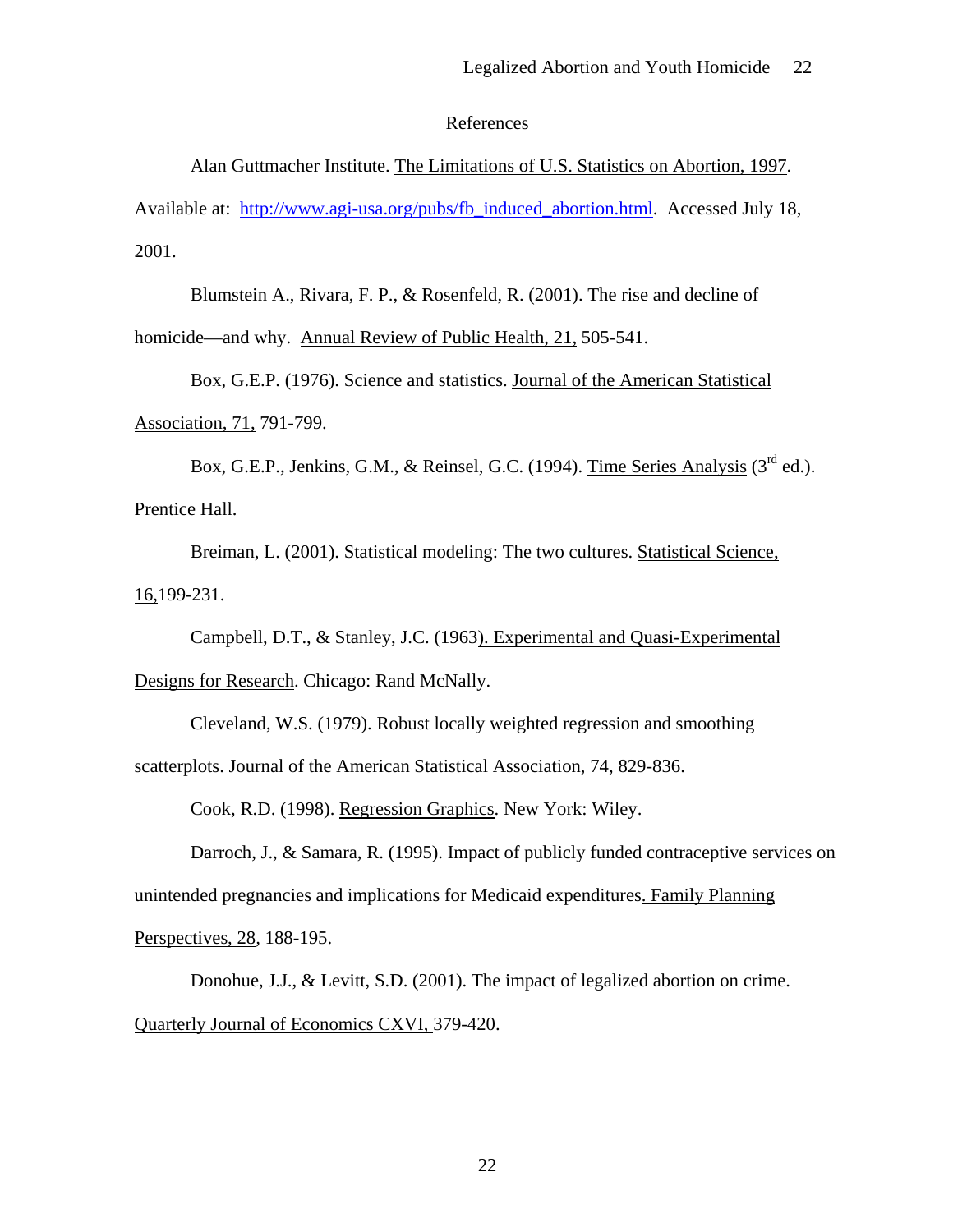# References

Alan Guttmacher Institute. The Limitations of U.S. Statistics on Abortion, 1997. Available at: http://www.agi-usa.org/pubs/fb_induced_abortion.html. Accessed July 18, 2001.

Blumstein A., Rivara, F. P., & Rosenfeld, R. (2001). The rise and decline of homicide—and why. Annual Review of Public Health, 21, 505-541.

Box, G.E.P. (1976). Science and statistics. Journal of the American Statistical Association, 71, 791-799.

Box, G.E.P., Jenkins, G.M., & Reinsel, G.C. (1994). Time Series Analysis (3rd ed.). Prentice Hall.

Breiman, L. (2001). Statistical modeling: The two cultures. Statistical Science, 16,199-231.

Campbell, D.T., & Stanley, J.C. (1963). Experimental and Quasi-Experimental Designs for Research. Chicago: Rand McNally.

Cleveland, W.S. (1979). Robust locally weighted regression and smoothing scatterplots. Journal of the American Statistical Association, 74, 829-836.

Cook, R.D. (1998). Regression Graphics. New York: Wiley.

Darroch, J., & Samara, R. (1995). Impact of publicly funded contraceptive services on unintended pregnancies and implications for Medicaid expenditures. Family Planning Perspectives, 28, 188-195.

Donohue, J.J., & Levitt, S.D. (2001). The impact of legalized abortion on crime. Quarterly Journal of Economics CXVI, 379-420.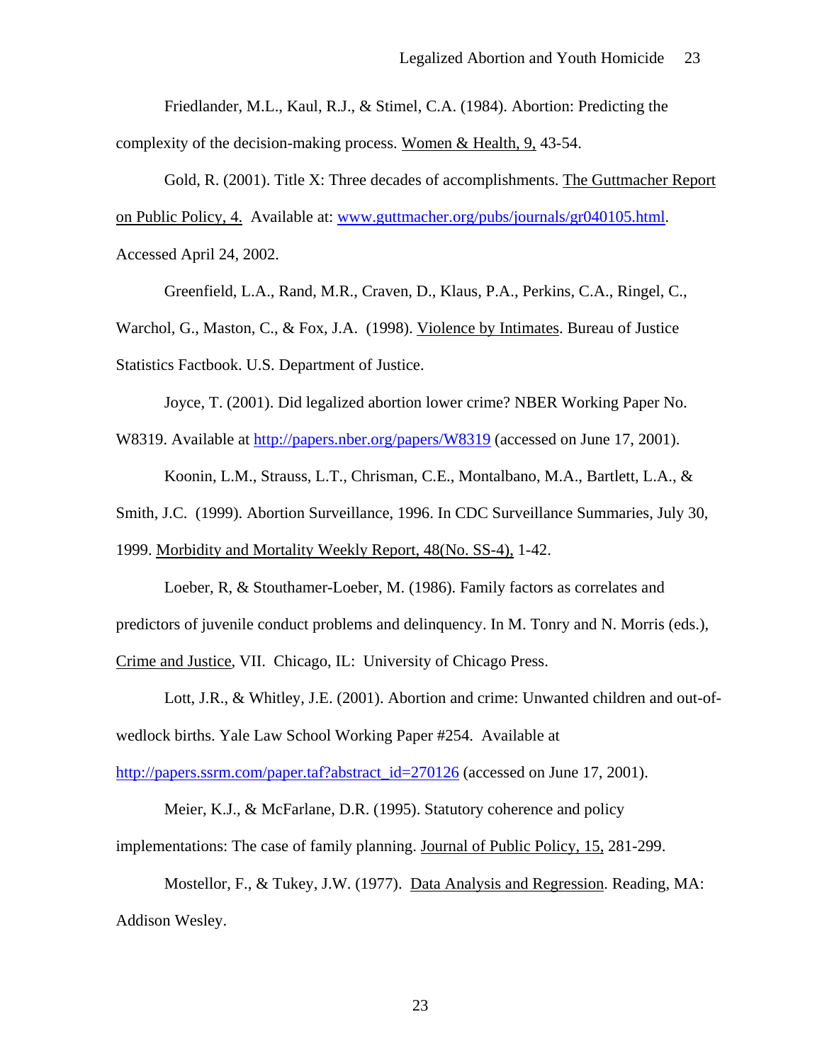Friedlander, M.L., Kaul, R.J., & Stimel, C.A. (1984). Abortion: Predicting the complexity of the decision-making process. Women & Health, 9, 43-54.

Gold, R. (2001). Title X: Three decades of accomplishments. The Guttmacher Report on Public Policy, 4. Available at: www.guttmacher.org/pubs/journals/gr040105.html. Accessed April 24, 2002.

Greenfield, L.A., Rand, M.R., Craven, D., Klaus, P.A., Perkins, C.A., Ringel, C., Warchol, G., Maston, C., & Fox, J.A. (1998). Violence by Intimates. Bureau of Justice Statistics Factbook. U.S. Department of Justice.

Joyce, T. (2001). Did legalized abortion lower crime? NBER Working Paper No. W8319. Available at http://papers.nber.org/papers/W8319 (accessed on June 17, 2001).

Koonin, L.M., Strauss, L.T., Chrisman, C.E., Montalbano, M.A., Bartlett, L.A., & Smith, J.C. (1999). Abortion Surveillance, 1996. In CDC Surveillance Summaries, July 30, 1999. Morbidity and Mortality Weekly Report, 48(No. SS-4), 1-42.

Loeber, R, & Stouthamer-Loeber, M. (1986). Family factors as correlates and predictors of juvenile conduct problems and delinquency. In M. Tonry and N. Morris (eds.), Crime and Justice, VII. Chicago, IL: University of Chicago Press.

Lott, J.R., & Whitley, J.E. (2001). Abortion and crime: Unwanted children and out-of-wedlock births. Yale Law School Working Paper #254. Available at http://papers.ssrm.com/paper.taf?abstract_id=270126 (accessed on June 17, 2001).

Meier, K.J., & McFarlane, D.R. (1995). Statutory coherence and policy implementations: The case of family planning. Journal of Public Policy, 15, 281-299.

Mostellor, F., & Tukey, J.W. (1977). Data Analysis and Regression. Reading, MA: Addison Wesley.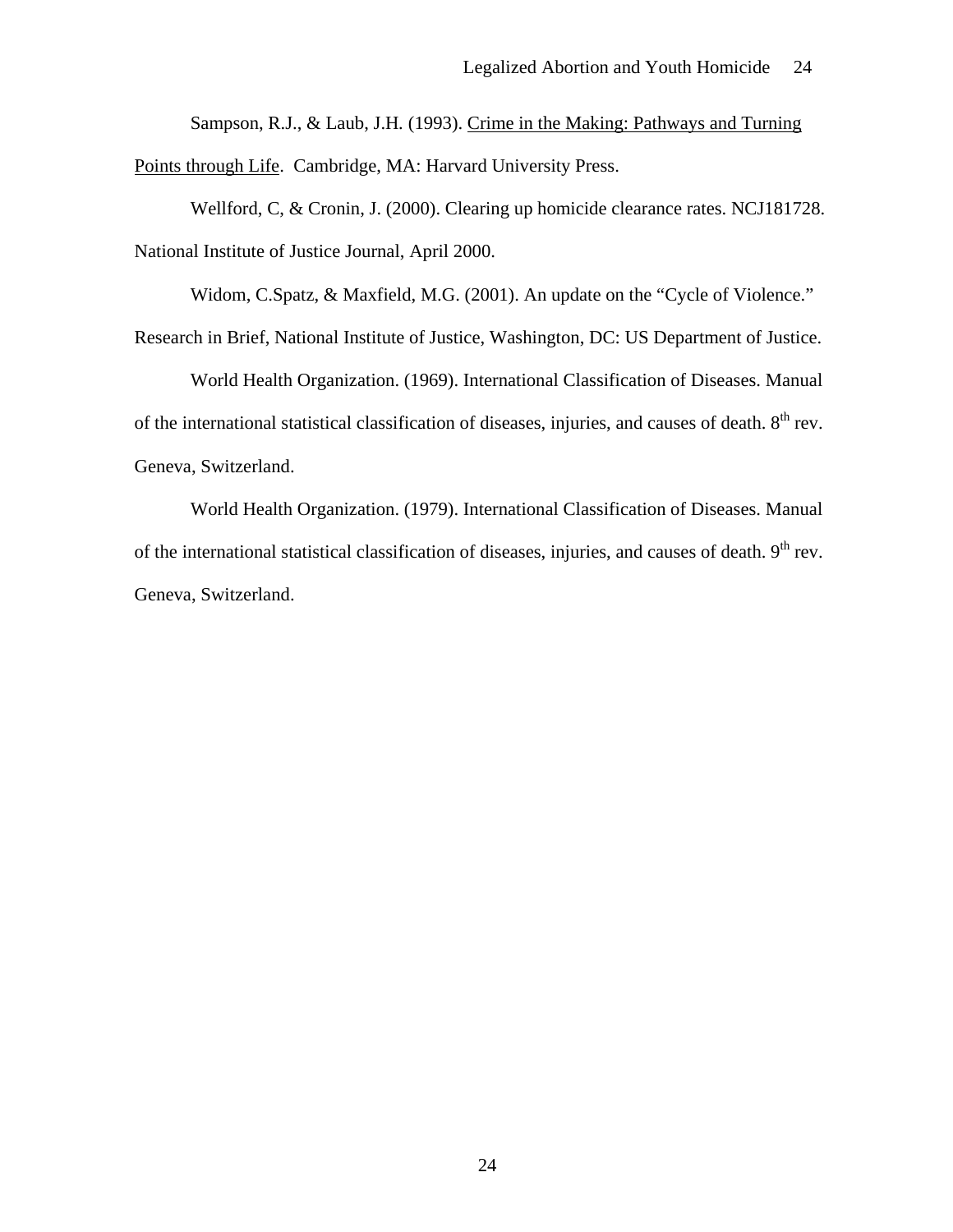Sampson, R.J., & Laub, J.H. (1993). Crime in the Making: Pathways and Turning Points through Life. Cambridge, MA: Harvard University Press.

Wellford, C, & Cronin, J. (2000). Clearing up homicide clearance rates. NCJ181728. National Institute of Justice Journal, April 2000.

Widom, C.Spatz, & Maxfield, M.G. (2001). An update on the "Cycle of Violence." Research in Brief, National Institute of Justice, Washington, DC: US Department of Justice.

World Health Organization. (1969). International Classification of Diseases. Manual of the international statistical classification of diseases, injuries, and causes of death. 8th rev. Geneva, Switzerland.

World Health Organization. (1979). International Classification of Diseases. Manual of the international statistical classification of diseases, injuries, and causes of death. 9th rev. Geneva, Switzerland.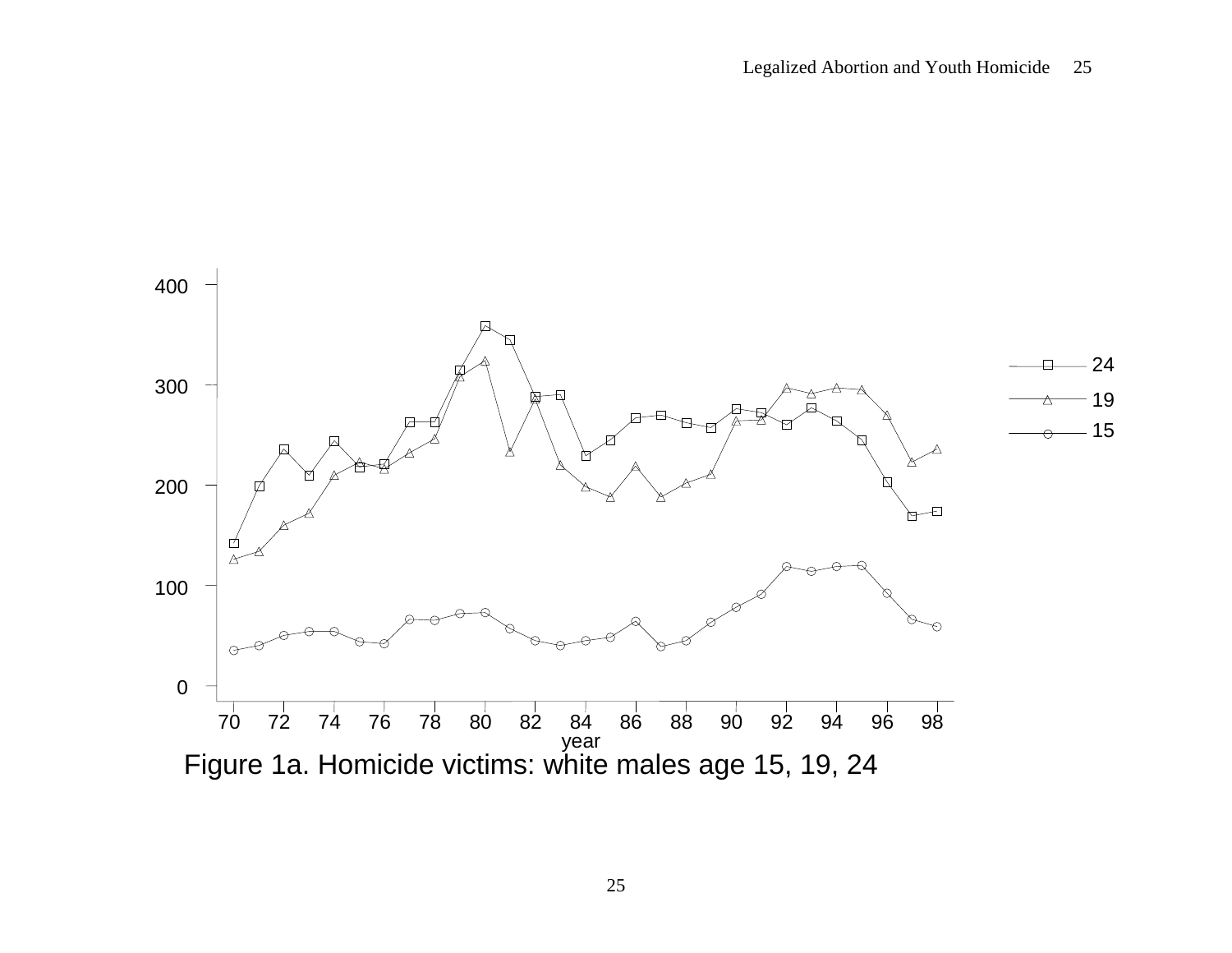Figure 1a. Homicide victims: white males age 15, 19, 24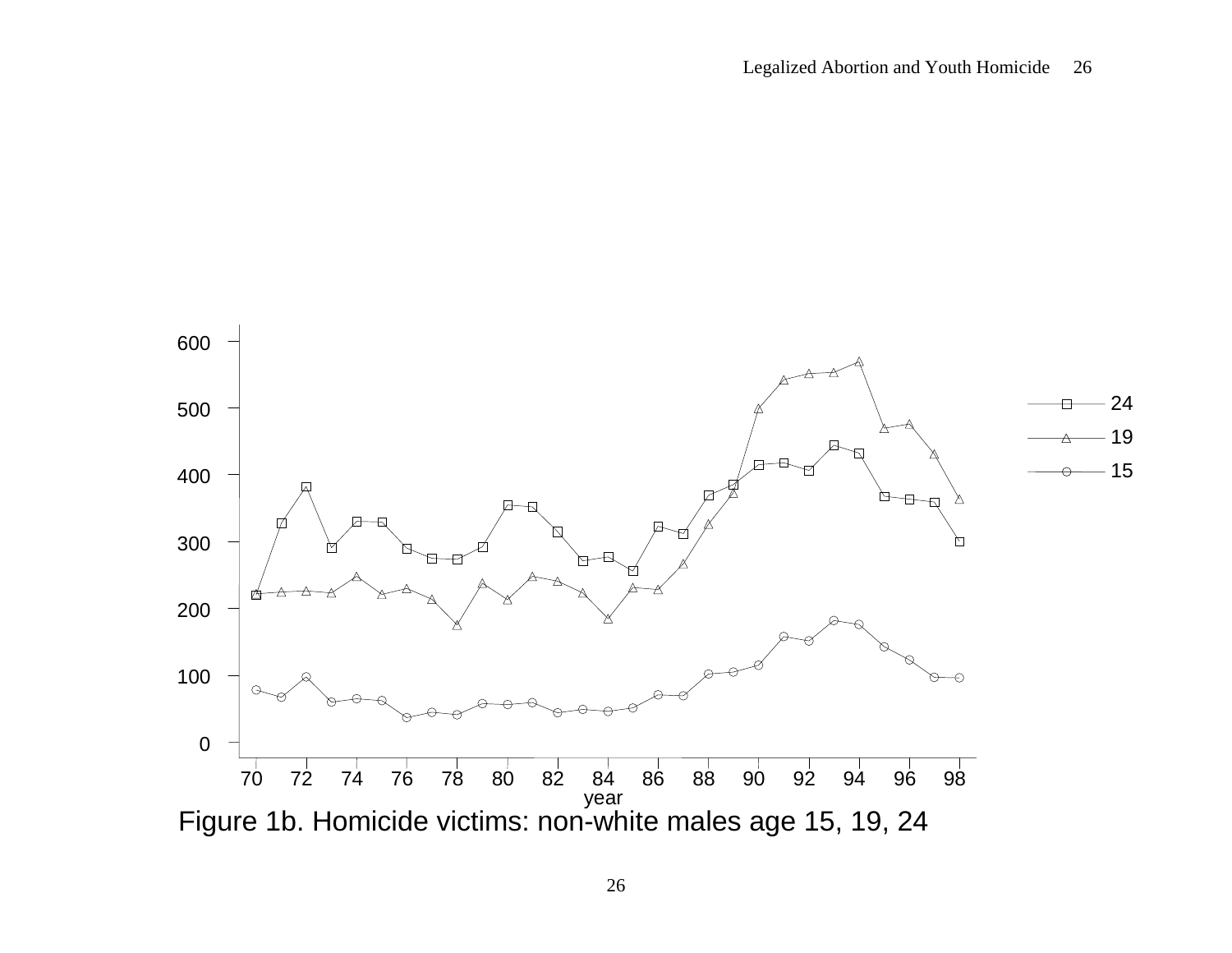Figure 1b. Homicide victims: non-white males age 15, 19, 24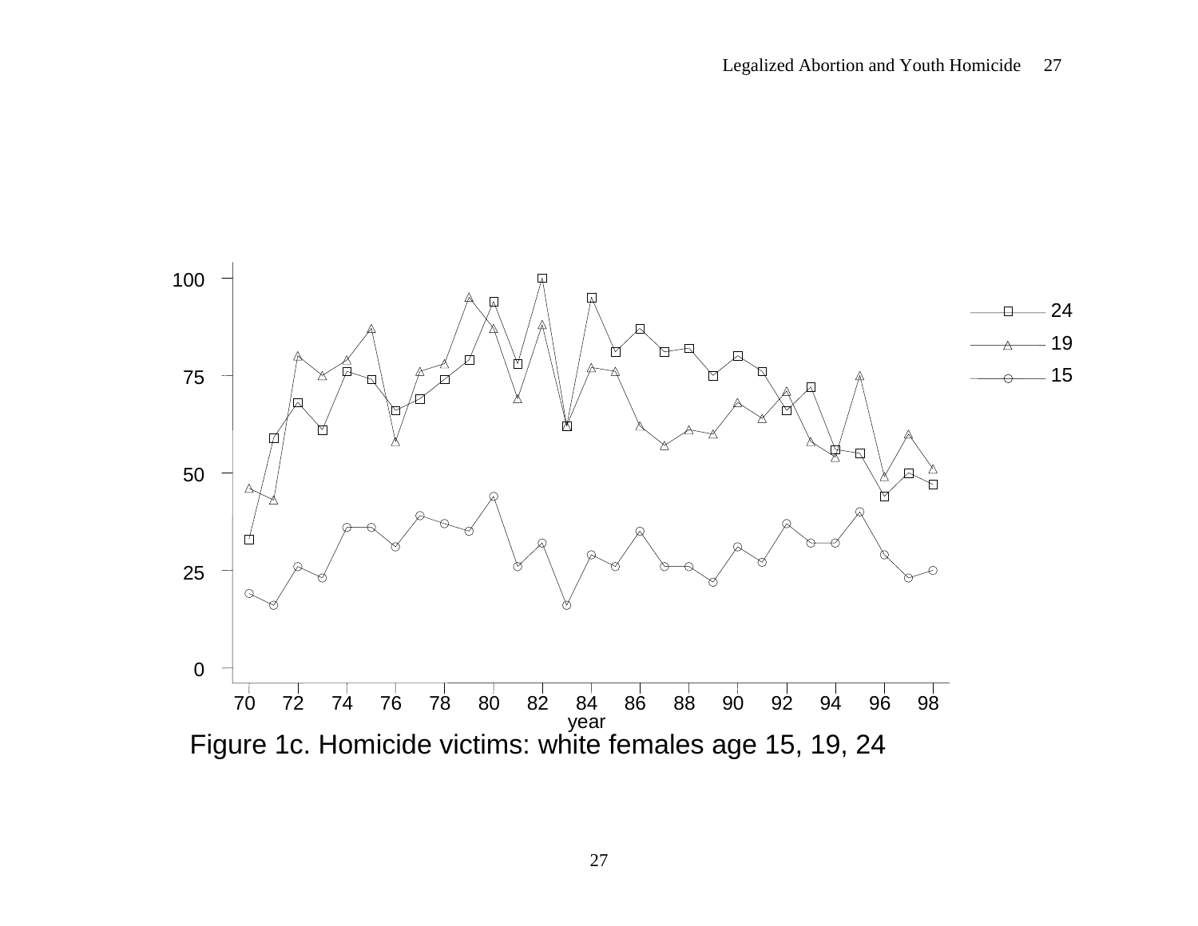Figure 1c. Homicide victims: white females age 15, 19, 24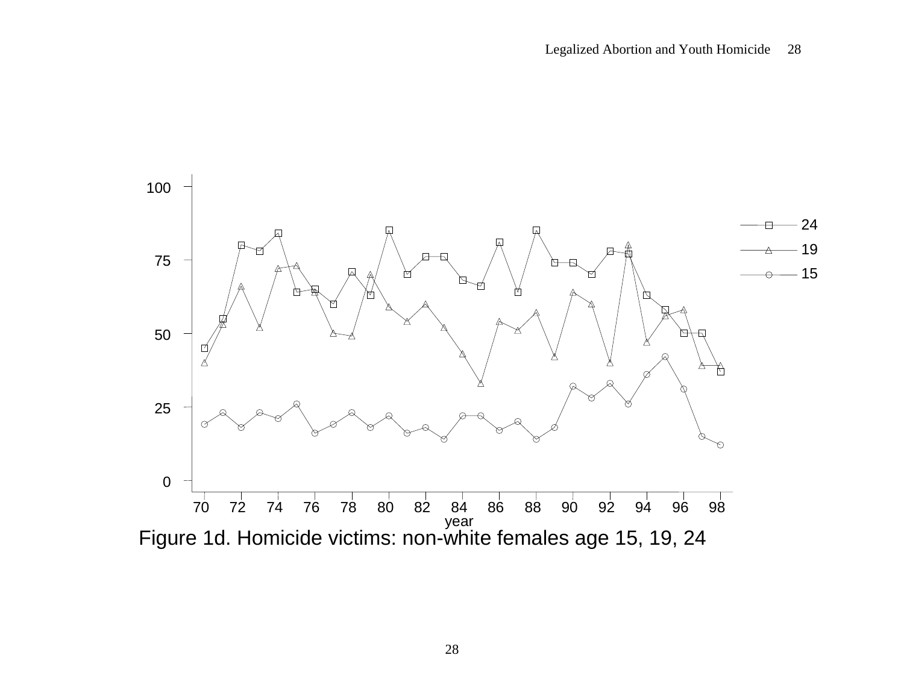Figure 1d. Homicide victims: non-white females age 15, 19, 24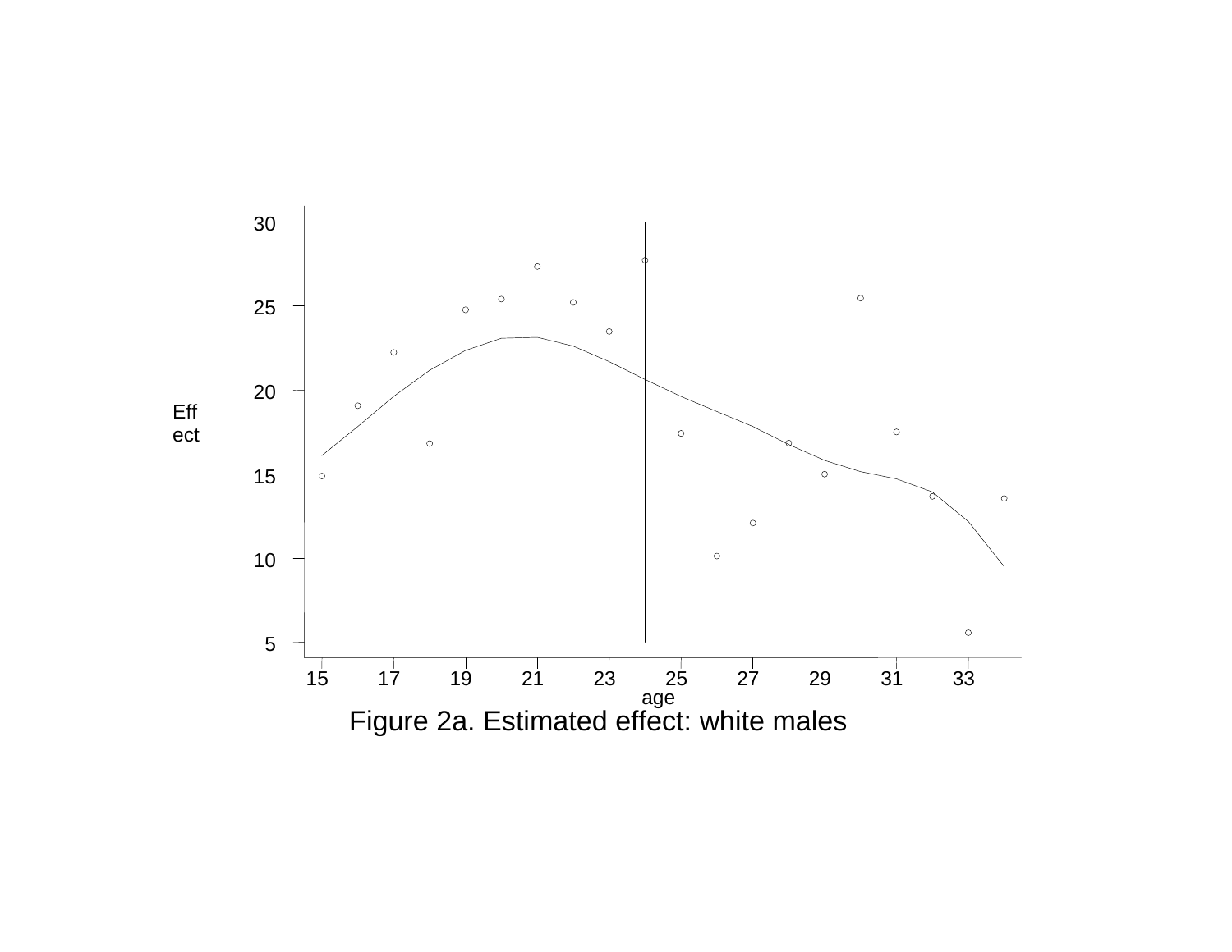Figure 2a. Estimated effect: white males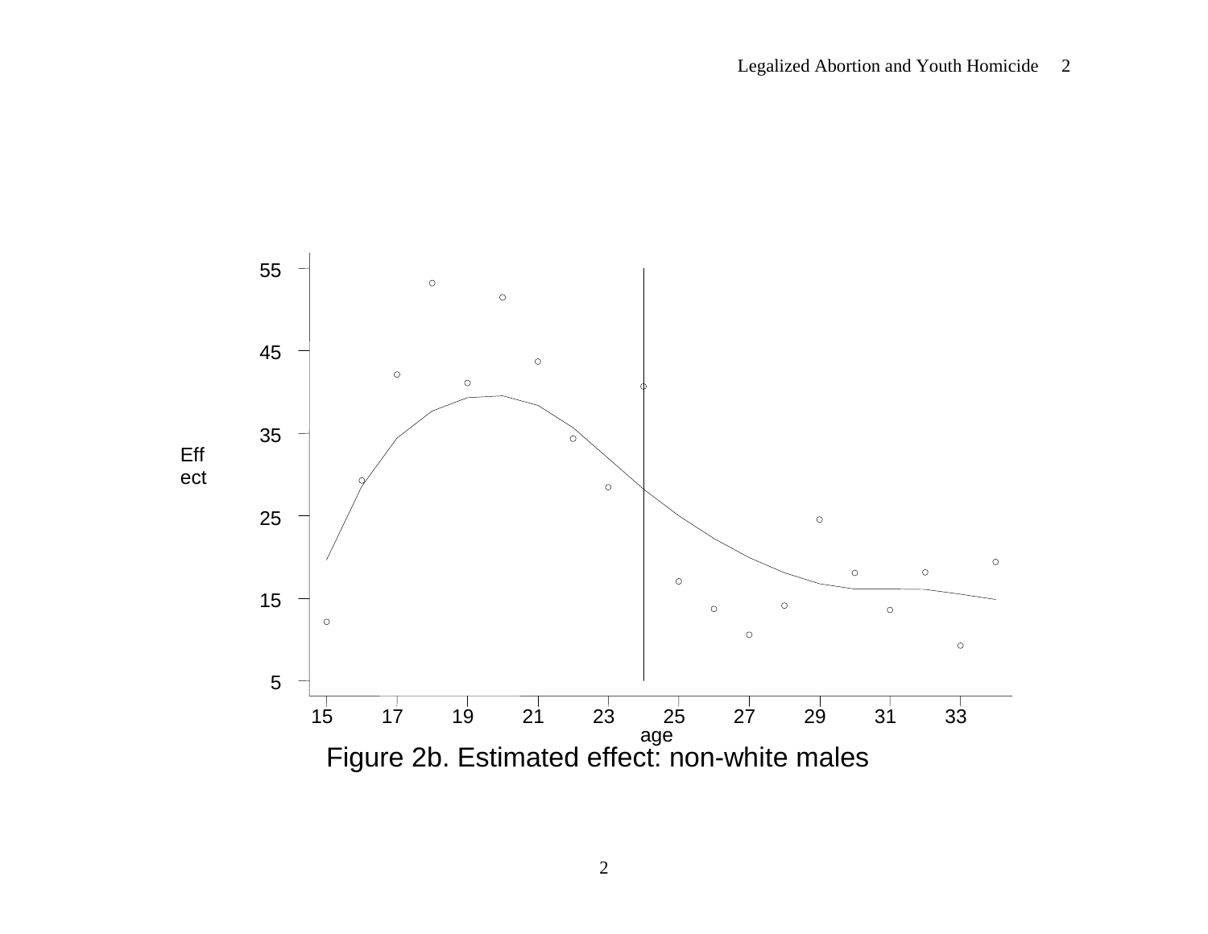Figure 2b. Estimated effect: non-white males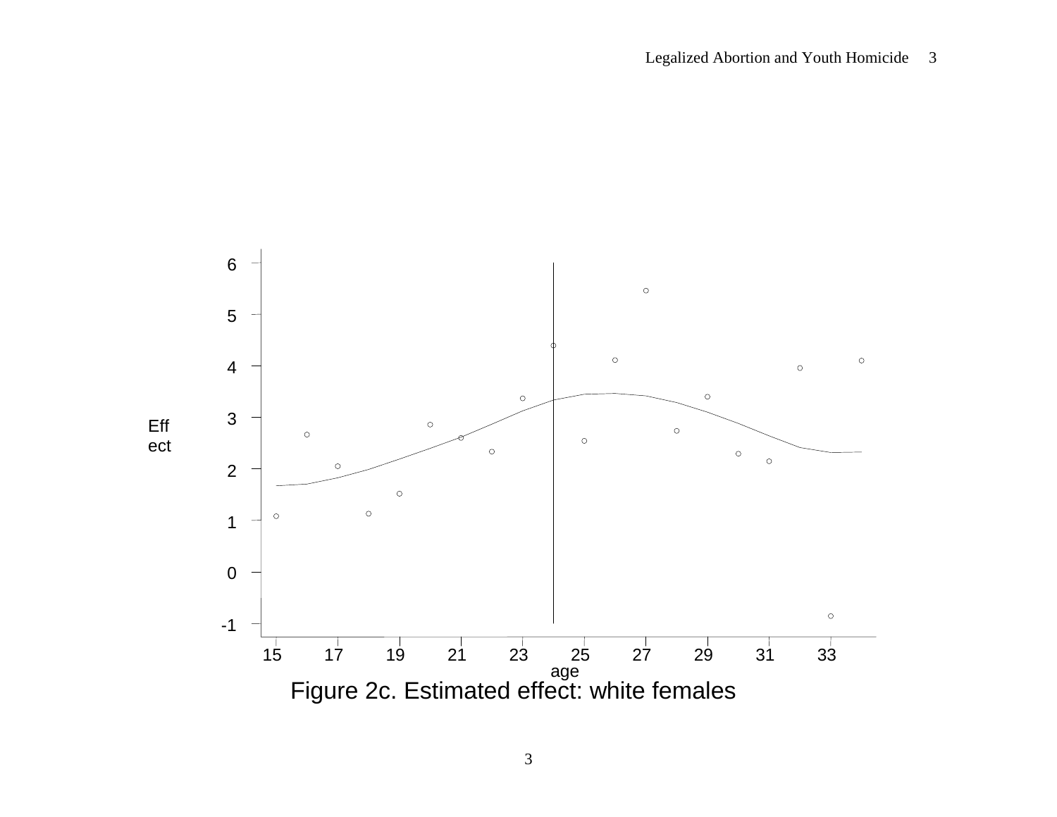Figure 2c. Estimated effect: white females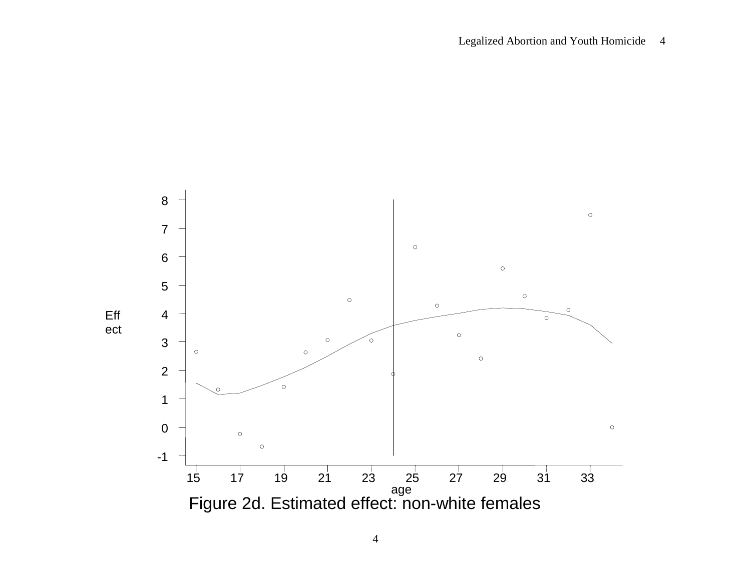Figure 2d. Estimated effect: non-white females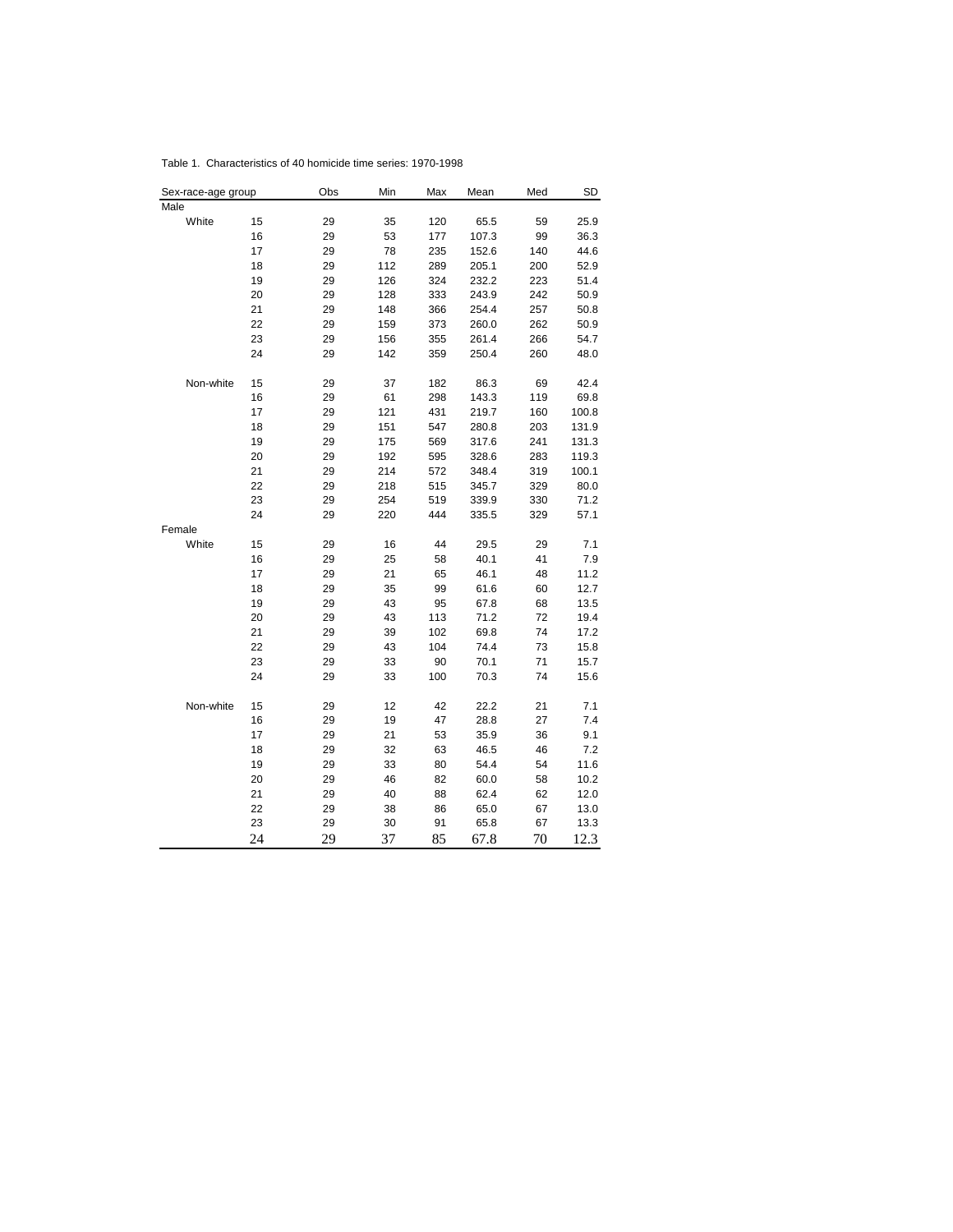Table 1. Characteristics of 40 homicide time series: 1970-1998

| Sex-race-age group | | | Obs | Min | Max | Mean | Med | SD |
|---|---|---|---|---|---|---|---|---|
| Male | | | | | | | | |
| | White | 15 | 29 | 35 | 120 | 65.5 | 59 | 25.9 |
| | | 16 | 29 | 53 | 177 | 107.3 | 99 | 36.3 |
| | | 17 | 29 | 78 | 235 | 152.6 | 140 | 44.6 |
| | | 18 | 29 | 112 | 289 | 205.1 | 200 | 52.9 |
| | | 19 | 29 | 126 | 324 | 232.2 | 223 | 51.4 |
| | | 20 | 29 | 128 | 333 | 243.9 | 242 | 50.9 |
| | | 21 | 29 | 148 | 366 | 254.4 | 257 | 50.8 |
| | | 22 | 29 | 159 | 373 | 260.0 | 262 | 50.9 |
| | | 23 | 29 | 156 | 355 | 261.4 | 266 | 54.7 |
| | | 24 | 29 | 142 | 359 | 250.4 | 260 | 48.0 |
| | Non-white | 15 | 29 | 37 | 182 | 86.3 | 69 | 42.4 |
| | | 16 | 29 | 61 | 298 | 143.3 | 119 | 69.8 |
| | | 17 | 29 | 121 | 431 | 219.7 | 160 | 100.8 |
| | | 18 | 29 | 151 | 547 | 280.8 | 203 | 131.9 |
| | | 19 | 29 | 175 | 569 | 317.6 | 241 | 131.3 |
| | | 20 | 29 | 192 | 595 | 328.6 | 283 | 119.3 |
| | | 21 | 29 | 214 | 572 | 348.4 | 319 | 100.1 |
| | | 22 | 29 | 218 | 515 | 345.7 | 329 | 80.0 |
| | | 23 | 29 | 254 | 519 | 339.9 | 330 | 71.2 |
| | | 24 | 29 | 220 | 444 | 335.5 | 329 | 57.1 |
| Female | | | | | | | | |
| | White | 15 | 29 | 16 | 44 | 29.5 | 29 | 7.1 |
| | | 16 | 29 | 25 | 58 | 40.1 | 41 | 7.9 |
| | | 17 | 29 | 21 | 65 | 46.1 | 48 | 11.2 |
| | | 18 | 29 | 35 | 99 | 61.6 | 60 | 12.7 |
| | | 19 | 29 | 43 | 95 | 67.8 | 68 | 13.5 |
| | | 20 | 29 | 43 | 113 | 71.2 | 72 | 19.4 |
| | | 21 | 29 | 39 | 102 | 69.8 | 74 | 17.2 |
| | | 22 | 29 | 43 | 104 | 74.4 | 73 | 15.8 |
| | | 23 | 29 | 33 | 90 | 70.1 | 71 | 15.7 |
| | | 24 | 29 | 33 | 100 | 70.3 | 74 | 15.6 |
| | Non-white | 15 | 29 | 12 | 42 | 22.2 | 21 | 7.1 |
| | | 16 | 29 | 19 | 47 | 28.8 | 27 | 7.4 |
| | | 17 | 29 | 21 | 53 | 35.9 | 36 | 9.1 |
| | | 18 | 29 | 32 | 63 | 46.5 | 46 | 7.2 |
| | | 19 | 29 | 33 | 80 | 54.4 | 54 | 11.6 |
| | | 20 | 29 | 46 | 82 | 60.0 | 58 | 10.2 |
| | | 21 | 29 | 40 | 88 | 62.4 | 62 | 12.0 |
| | | 22 | 29 | 38 | 86 | 65.0 | 67 | 13.0 |
| | | 23 | 29 | 30 | 91 | 65.8 | 67 | 13.3 |
| | | 24 | 29 | 37 | 85 | 67.8 | 70 | 12.3 |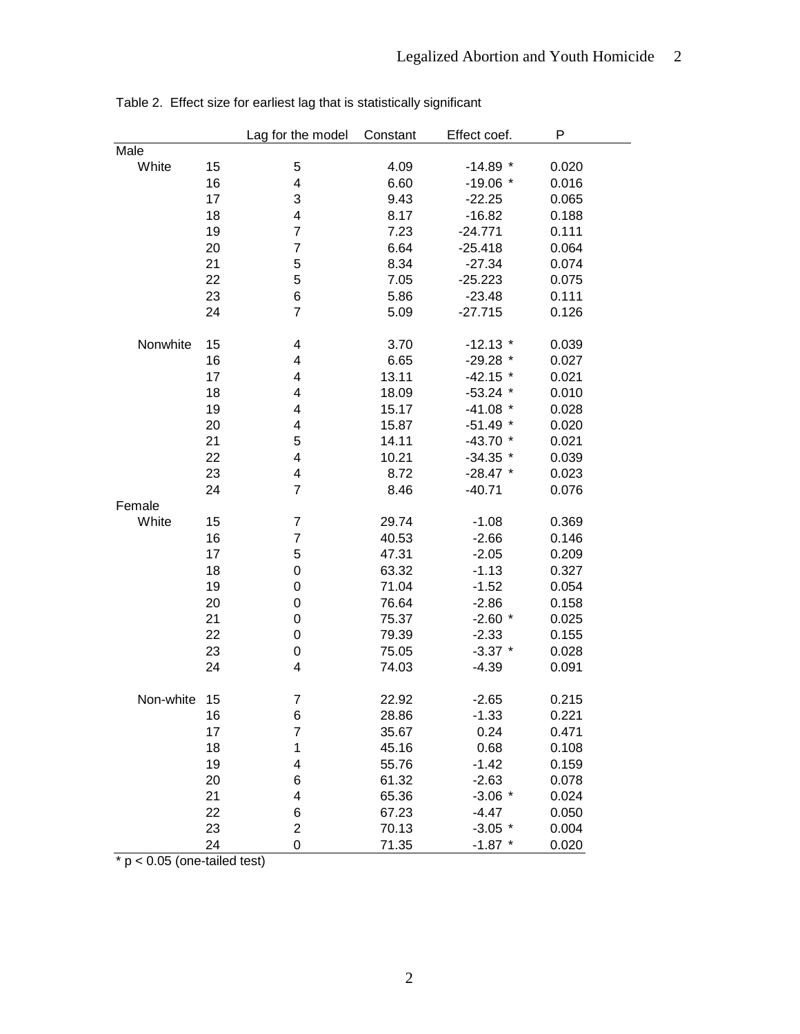Table 2. Effect size for earliest lag that is statistically significant

| | | | Lag for the model | Constant | Effect coef. | P |
|---|---|---|---|---|---|---|
| Male | | | | | | |
| | White | 15 | 5 | 4.09 | -14.89 * | 0.020 |
| | | 16 | 4 | 6.60 | -19.06 * | 0.016 |
| | | 17 | 3 | 9.43 | -22.25 | 0.065 |
| | | 18 | 4 | 8.17 | -16.82 | 0.188 |
| | | 19 | 7 | 7.23 | -24.771 | 0.111 |
| | | 20 | 7 | 6.64 | -25.418 | 0.064 |
| | | 21 | 5 | 8.34 | -27.34 | 0.074 |
| | | 22 | 5 | 7.05 | -25.223 | 0.075 |
| | | 23 | 6 | 5.86 | -23.48 | 0.111 |
| | | 24 | 7 | 5.09 | -27.715 | 0.126 |
| | Nonwhite | 15 | 4 | 3.70 | -12.13 * | 0.039 |
| | | 16 | 4 | 6.65 | -29.28 * | 0.027 |
| | | 17 | 4 | 13.11 | -42.15 * | 0.021 |
| | | 18 | 4 | 18.09 | -53.24 * | 0.010 |
| | | 19 | 4 | 15.17 | -41.08 * | 0.028 |
| | | 20 | 4 | 15.87 | -51.49 * | 0.020 |
| | | 21 | 5 | 14.11 | -43.70 * | 0.021 |
| | | 22 | 4 | 10.21 | -34.35 * | 0.039 |
| | | 23 | 4 | 8.72 | -28.47 * | 0.023 |
| | | 24 | 7 | 8.46 | -40.71 | 0.076 |
| Female | | | | | | |
| | White | 15 | 7 | 29.74 | -1.08 | 0.369 |
| | | 16 | 7 | 40.53 | -2.66 | 0.146 |
| | | 17 | 5 | 47.31 | -2.05 | 0.209 |
| | | 18 | 0 | 63.32 | -1.13 | 0.327 |
| | | 19 | 0 | 71.04 | -1.52 | 0.054 |
| | | 20 | 0 | 76.64 | -2.86 | 0.158 |
| | | 21 | 0 | 75.37 | -2.60 * | 0.025 |
| | | 22 | 0 | 79.39 | -2.33 | 0.155 |
| | | 23 | 0 | 75.05 | -3.37 * | 0.028 |
| | | 24 | 4 | 74.03 | -4.39 | 0.091 |
| | Non-white | 15 | 7 | 22.92 | -2.65 | 0.215 |
| | | 16 | 6 | 28.86 | -1.33 | 0.221 |
| | | 17 | 7 | 35.67 | 0.24 | 0.471 |
| | | 18 | 1 | 45.16 | 0.68 | 0.108 |
| | | 19 | 4 | 55.76 | -1.42 | 0.159 |
| | | 20 | 6 | 61.32 | -2.63 | 0.078 |
| | | 21 | 4 | 65.36 | -3.06 * | 0.024 |
| | | 22 | 6 | 67.23 | -4.47 | 0.050 |
| | | 23 | 2 | 70.13 | -3.05 * | 0.004 |
| | | 24 | 0 | 71.35 | -1.87 * | 0.020 |

* $p < 0.05$ (one-tailed test)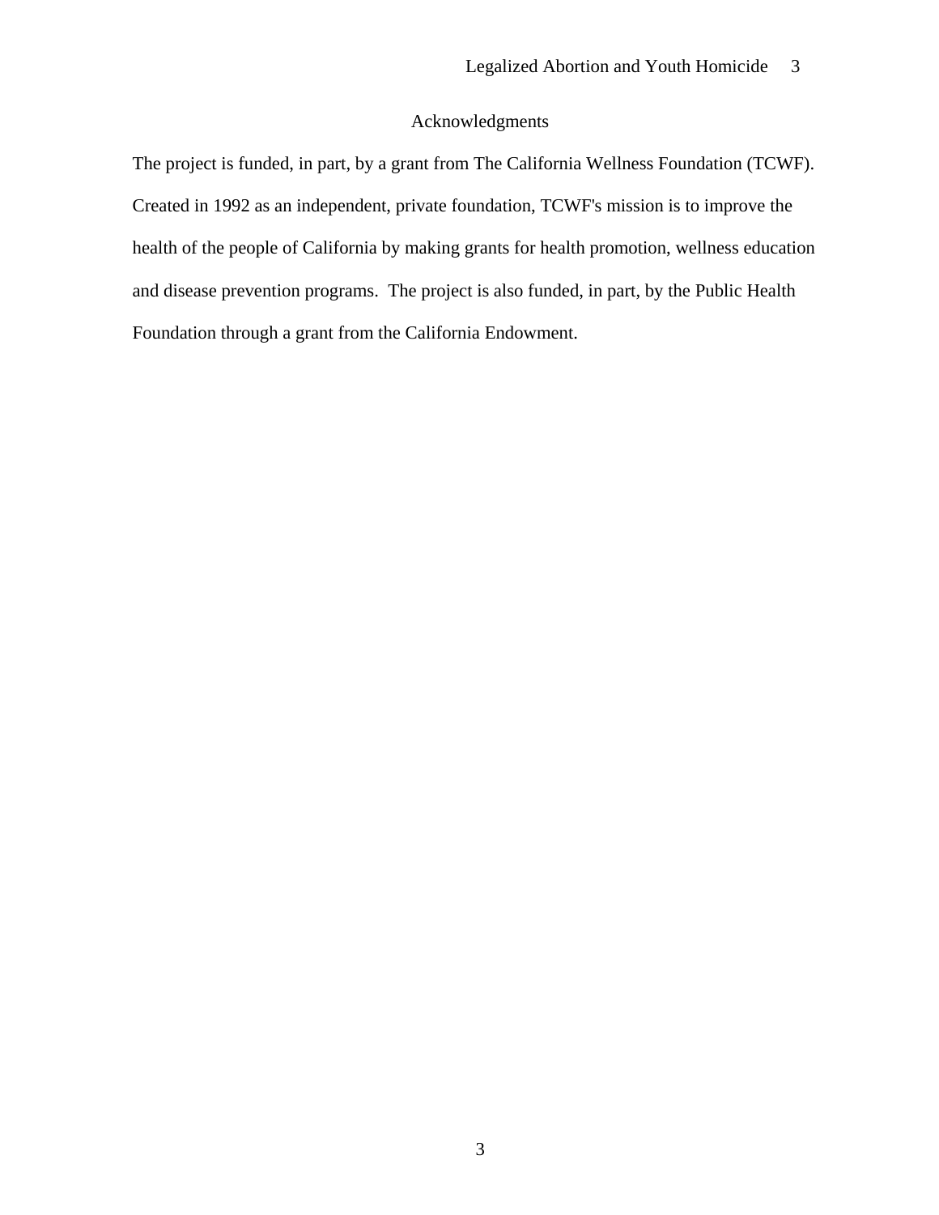## Acknowledgments

The project is funded, in part, by a grant from The California Wellness Foundation (TCWF). Created in 1992 as an independent, private foundation, TCWF's mission is to improve the health of the people of California by making grants for health promotion, wellness education and disease prevention programs. The project is also funded, in part, by the Public Health Foundation through a grant from the California Endowment.